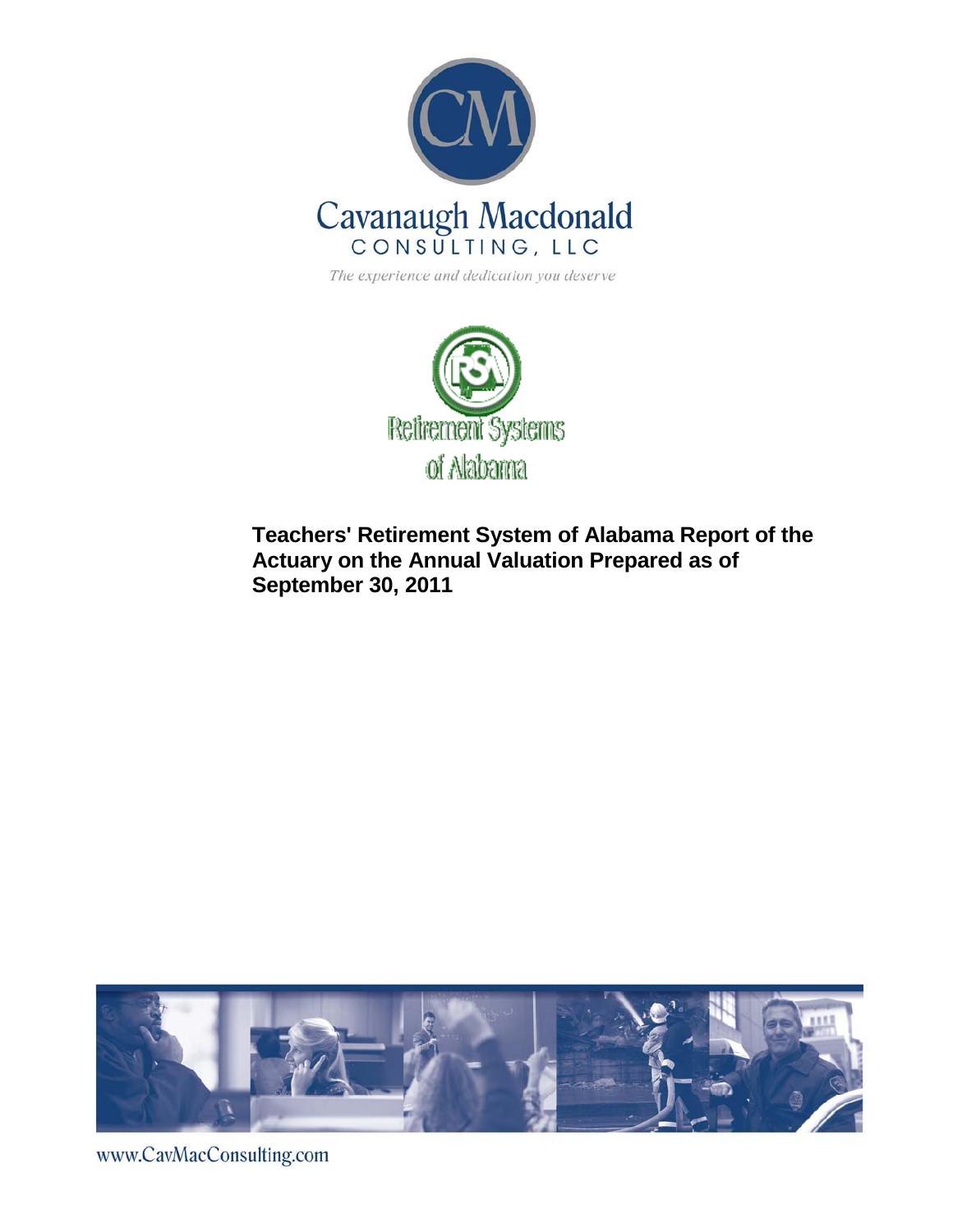Cavanaugh Macdonald
CONSULTING, LLC

*The experience and dedication you deserve*

Retirement Systems of Alabama

# Teachers' Retirement System of Alabama Report of the Actuary on the Annual Valuation Prepared as of September 30, 2011

www.CavMacConsulting.com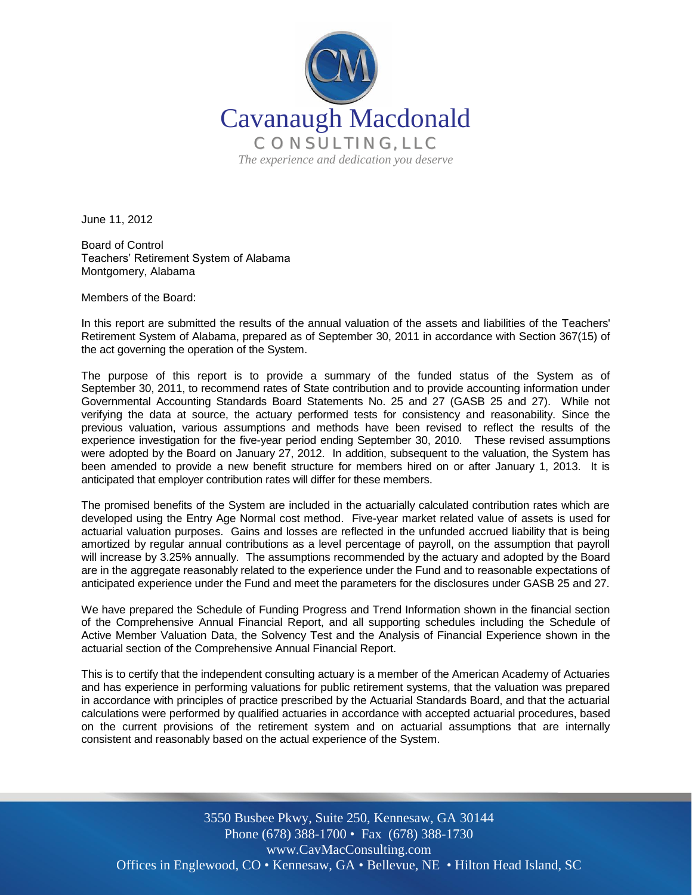Cavanaugh Macdonald
CONSULTING, LLC
*The experience and dedication you deserve*

June 11, 2012

Board of Control
Teachers' Retirement System of Alabama
Montgomery, Alabama

Members of the Board:

In this report are submitted the results of the annual valuation of the assets and liabilities of the Teachers' Retirement System of Alabama, prepared as of September 30, 2011 in accordance with Section 367(15) of the act governing the operation of the System.

The purpose of this report is to provide a summary of the funded status of the System as of September 30, 2011, to recommend rates of State contribution and to provide accounting information under Governmental Accounting Standards Board Statements No. 25 and 27 (GASB 25 and 27). While not verifying the data at source, the actuary performed tests for consistency and reasonability. Since the previous valuation, various assumptions and methods have been revised to reflect the results of the experience investigation for the five-year period ending September 30, 2010. These revised assumptions were adopted by the Board on January 27, 2012. In addition, subsequent to the valuation, the System has been amended to provide a new benefit structure for members hired on or after January 1, 2013. It is anticipated that employer contribution rates will differ for these members.

The promised benefits of the System are included in the actuarially calculated contribution rates which are developed using the Entry Age Normal cost method. Five-year market related value of assets is used for actuarial valuation purposes. Gains and losses are reflected in the unfunded accrued liability that is being amortized by regular annual contributions as a level percentage of payroll, on the assumption that payroll will increase by 3.25% annually. The assumptions recommended by the actuary and adopted by the Board are in the aggregate reasonably related to the experience under the Fund and to reasonable expectations of anticipated experience under the Fund and meet the parameters for the disclosures under GASB 25 and 27.

We have prepared the Schedule of Funding Progress and Trend Information shown in the financial section of the Comprehensive Annual Financial Report, and all supporting schedules including the Schedule of Active Member Valuation Data, the Solvency Test and the Analysis of Financial Experience shown in the actuarial section of the Comprehensive Annual Financial Report.

This is to certify that the independent consulting actuary is a member of the American Academy of Actuaries and has experience in performing valuations for public retirement systems, that the valuation was prepared in accordance with principles of practice prescribed by the Actuarial Standards Board, and that the actuarial calculations were performed by qualified actuaries in accordance with accepted actuarial procedures, based on the current provisions of the retirement system and on actuarial assumptions that are internally consistent and reasonably based on the actual experience of the System.

3550 Busbee Pkwy, Suite 250, Kennesaw, GA 30144
Phone (678) 388-1700 • Fax (678) 388-1730
www.CavMacConsulting.com
Offices in Englewood, CO • Kennesaw, GA • Bellevue, NE • Hilton Head Island, SC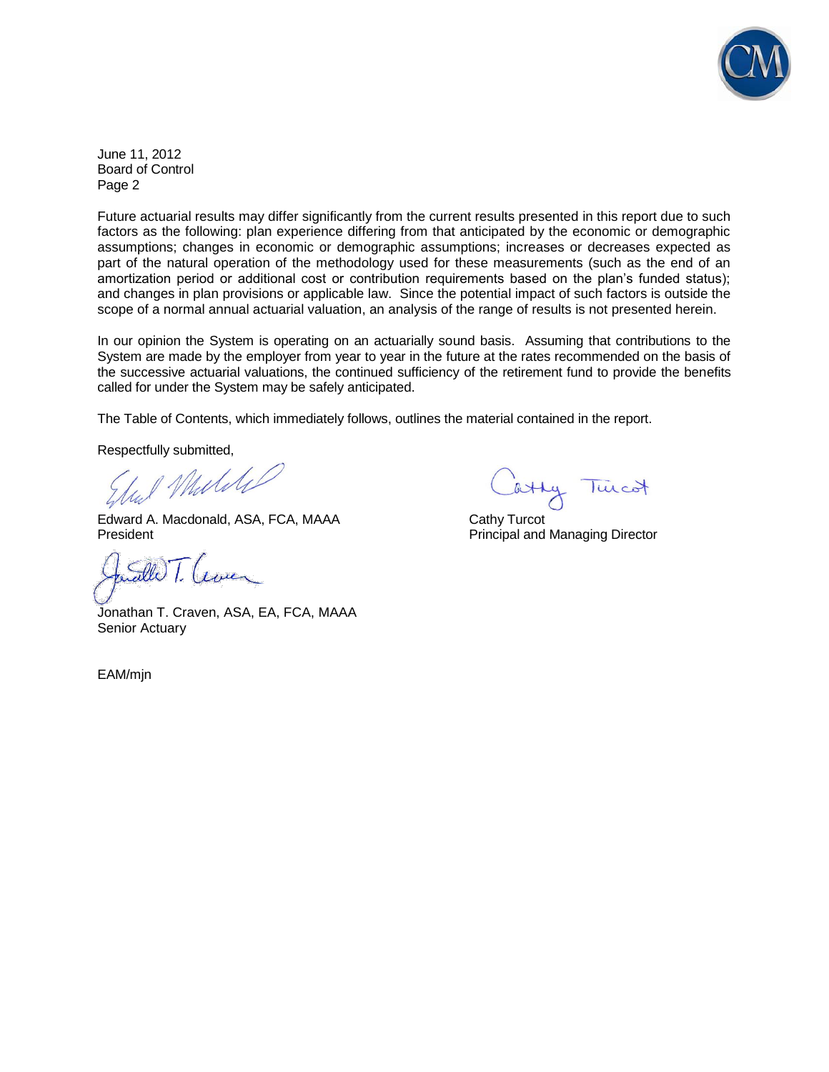June 11, 2012
Board of Control
Page 2

Future actuarial results may differ significantly from the current results presented in this report due to such factors as the following: plan experience differing from that anticipated by the economic or demographic assumptions; changes in economic or demographic assumptions; increases or decreases expected as part of the natural operation of the methodology used for these measurements (such as the end of an amortization period or additional cost or contribution requirements based on the plan's funded status); and changes in plan provisions or applicable law. Since the potential impact of such factors is outside the scope of a normal annual actuarial valuation, an analysis of the range of results is not presented herein.

In our opinion the System is operating on an actuarially sound basis. Assuming that contributions to the System are made by the employer from year to year in the future at the rates recommended on the basis of the successive actuarial valuations, the continued sufficiency of the retirement fund to provide the benefits called for under the System may be safely anticipated.

The Table of Contents, which immediately follows, outlines the material contained in the report.

Respectfully submitted,

Edward A. Macdonald, ASA, FCA, MAAA
President

Cathy Turcot
Principal and Managing Director

Jonathan T. Craven, ASA, EA, FCA, MAAA
Senior Actuary

EAM/mjn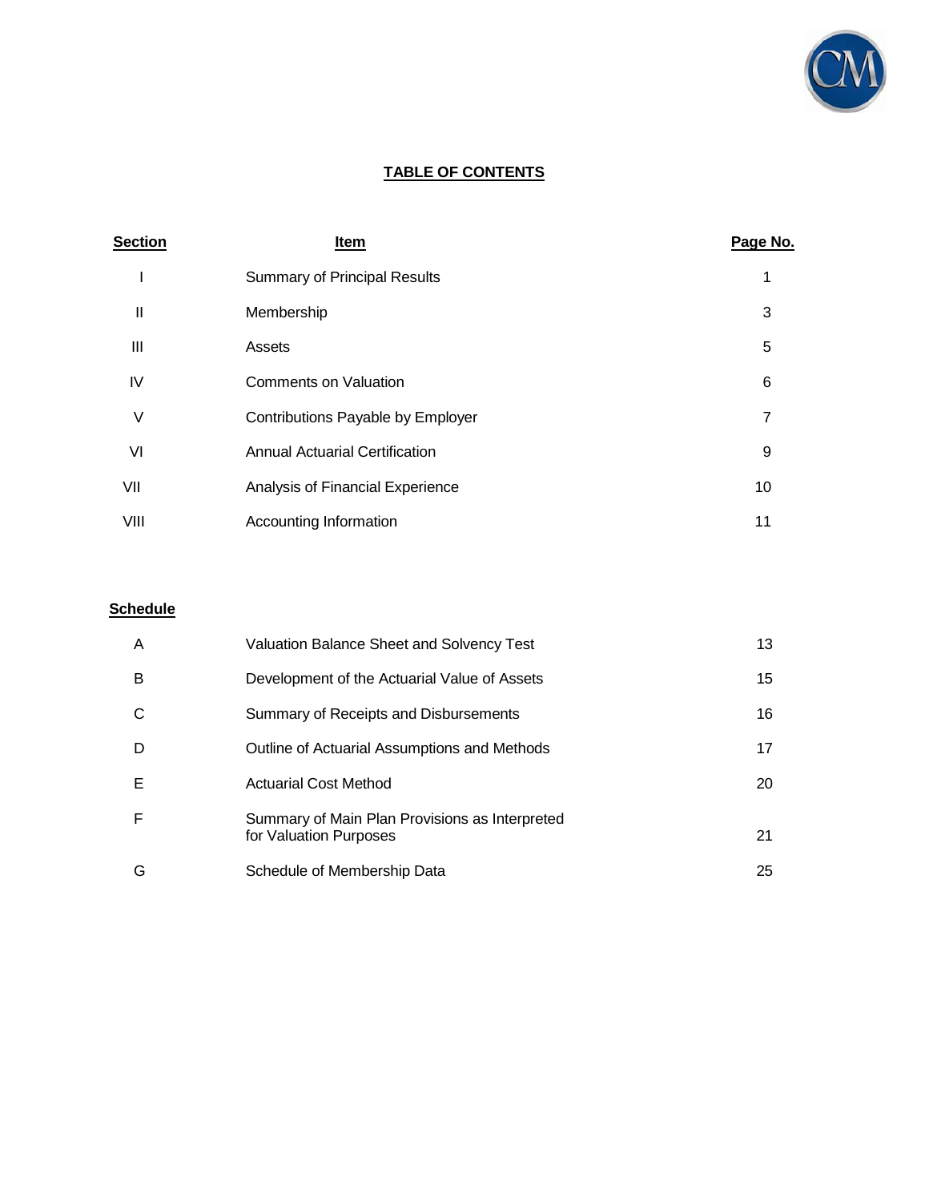# TABLE OF CONTENTS

| Section | Item | Page No. |
|---|---|---|
| I | Summary of Principal Results | 1 |
| II | Membership | 3 |
| III | Assets | 5 |
| IV | Comments on Valuation | 6 |
| V | Contributions Payable by Employer | 7 |
| VI | Annual Actuarial Certification | 9 |
| VII | Analysis of Financial Experience | 10 |
| VIII | Accounting Information | 11 |

| Schedule | | |
|---|---|---|
| A | Valuation Balance Sheet and Solvency Test | 13 |
| B | Development of the Actuarial Value of Assets | 15 |
| C | Summary of Receipts and Disbursements | 16 |
| D | Outline of Actuarial Assumptions and Methods | 17 |
| E | Actuarial Cost Method | 20 |
| F | Summary of Main Plan Provisions as Interpreted for Valuation Purposes | 21 |
| G | Schedule of Membership Data | 25 |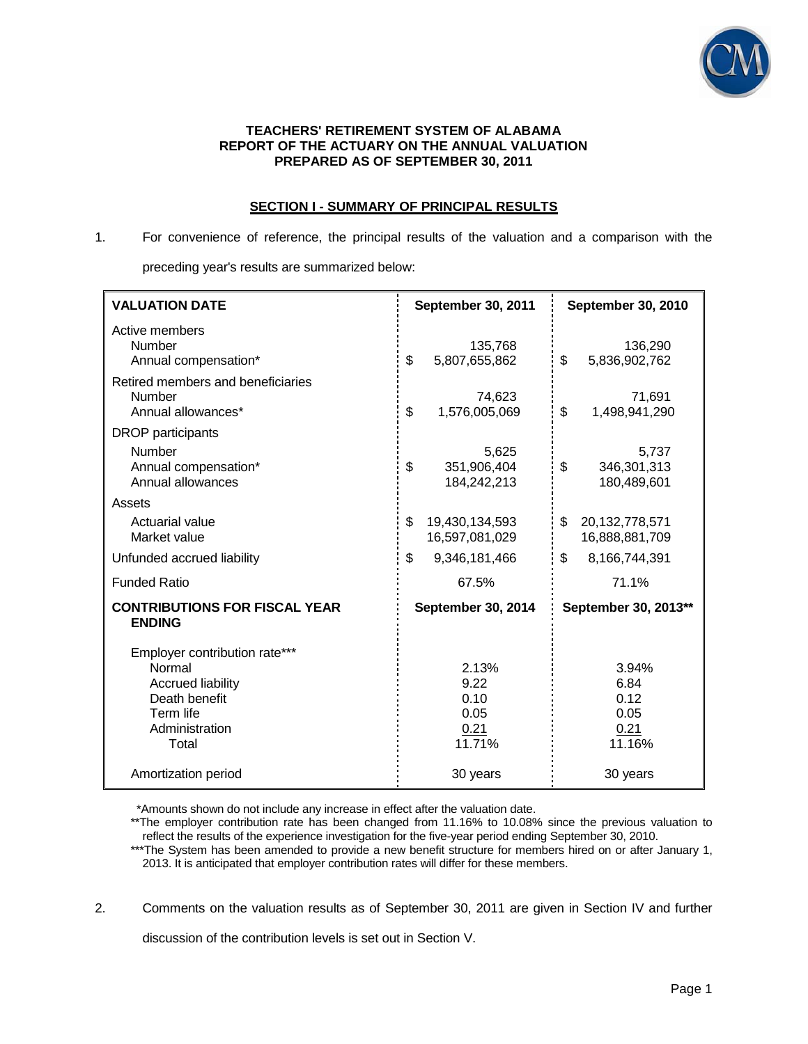**TEACHERS' RETIREMENT SYSTEM OF ALABAMA**
**REPORT OF THE ACTUARY ON THE ANNUAL VALUATION**
**PREPARED AS OF SEPTEMBER 30, 2011**

## SECTION I - SUMMARY OF PRINCIPAL RESULTS

1. For convenience of reference, the principal results of the valuation and a comparison with the preceding year's results are summarized below:

| **VALUATION DATE** | **September 30, 2011** | **September 30, 2010** |
|---|---|---|
| Active members | | |
| Number | 135,768 | 136,290 |
| Annual compensation* | $ 5,807,655,862 | $ 5,836,902,762 |
| Retired members and beneficiaries | | |
| Number | 74,623 | 71,691 |
| Annual allowances* | $ 1,576,005,069 | $ 1,498,941,290 |
| DROP participants | | |
| Number | 5,625 | 5,737 |
| Annual compensation* | $ 351,906,404 | $ 346,301,313 |
| Annual allowances | 184,242,213 | 180,489,601 |
| Assets | | |
| Actuarial value | $ 19,430,134,593 | $ 20,132,778,571 |
| Market value | 16,597,081,029 | 16,888,881,709 |
| Unfunded accrued liability | $ 9,346,181,466 | $ 8,166,744,391 |
| Funded Ratio | 67.5% | 71.1% |
| **CONTRIBUTIONS FOR FISCAL YEAR ENDING** | **September 30, 2014** | **September 30, 2013**** |
| Employer contribution rate*** | | |
| Normal | 2.13% | 3.94% |
| Accrued liability | 9.22 | 6.84 |
| Death benefit | 0.10 | 0.12 |
| Term life | 0.05 | 0.05 |
| Administration | 0.21 | 0.21 |
| Total | 11.71% | 11.16% |
| Amortization period | 30 years | 30 years |

*Amounts shown do not include any increase in effect after the valuation date.

**The employer contribution rate has been changed from 11.16% to 10.08% since the previous valuation to reflect the results of the experience investigation for the five-year period ending September 30, 2010.

***The System has been amended to provide a new benefit structure for members hired on or after January 1, 2013. It is anticipated that employer contribution rates will differ for these members.

2. Comments on the valuation results as of September 30, 2011 are given in Section IV and further discussion of the contribution levels is set out in Section V.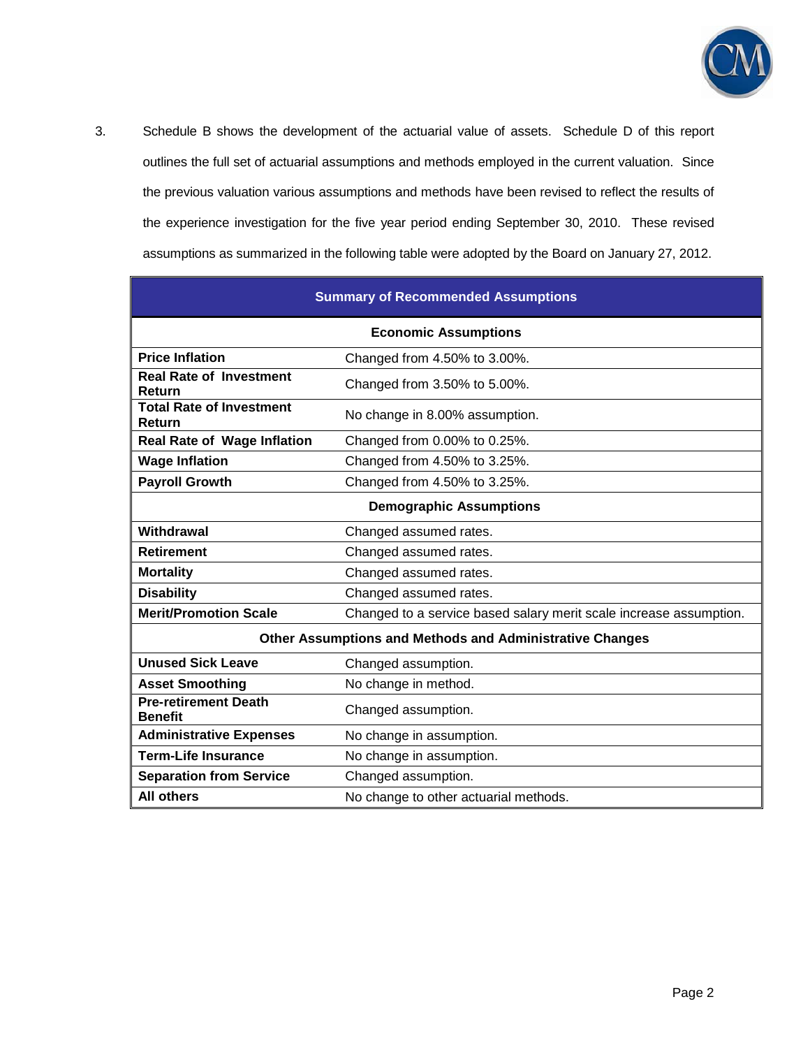3. Schedule B shows the development of the actuarial value of assets. Schedule D of this report outlines the full set of actuarial assumptions and methods employed in the current valuation. Since the previous valuation various assumptions and methods have been revised to reflect the results of the experience investigation for the five year period ending September 30, 2010. These revised assumptions as summarized in the following table were adopted by the Board on January 27, 2012.

| Summary of Recommended Assumptions | |
|---|---|
| **Economic Assumptions** | |
| **Price Inflation** | Changed from 4.50% to 3.00%. |
| **Real Rate of Investment Return** | Changed from 3.50% to 5.00%. |
| **Total Rate of Investment Return** | No change in 8.00% assumption. |
| **Real Rate of Wage Inflation** | Changed from 0.00% to 0.25%. |
| **Wage Inflation** | Changed from 4.50% to 3.25%. |
| **Payroll Growth** | Changed from 4.50% to 3.25%. |
| **Demographic Assumptions** | |
| **Withdrawal** | Changed assumed rates. |
| **Retirement** | Changed assumed rates. |
| **Mortality** | Changed assumed rates. |
| **Disability** | Changed assumed rates. |
| **Merit/Promotion Scale** | Changed to a service based salary merit scale increase assumption. |
| **Other Assumptions and Methods and Administrative Changes** | |
| **Unused Sick Leave** | Changed assumption. |
| **Asset Smoothing** | No change in method. |
| **Pre-retirement Death Benefit** | Changed assumption. |
| **Administrative Expenses** | No change in assumption. |
| **Term-Life Insurance** | No change in assumption. |
| **Separation from Service** | Changed assumption. |
| **All others** | No change to other actuarial methods. |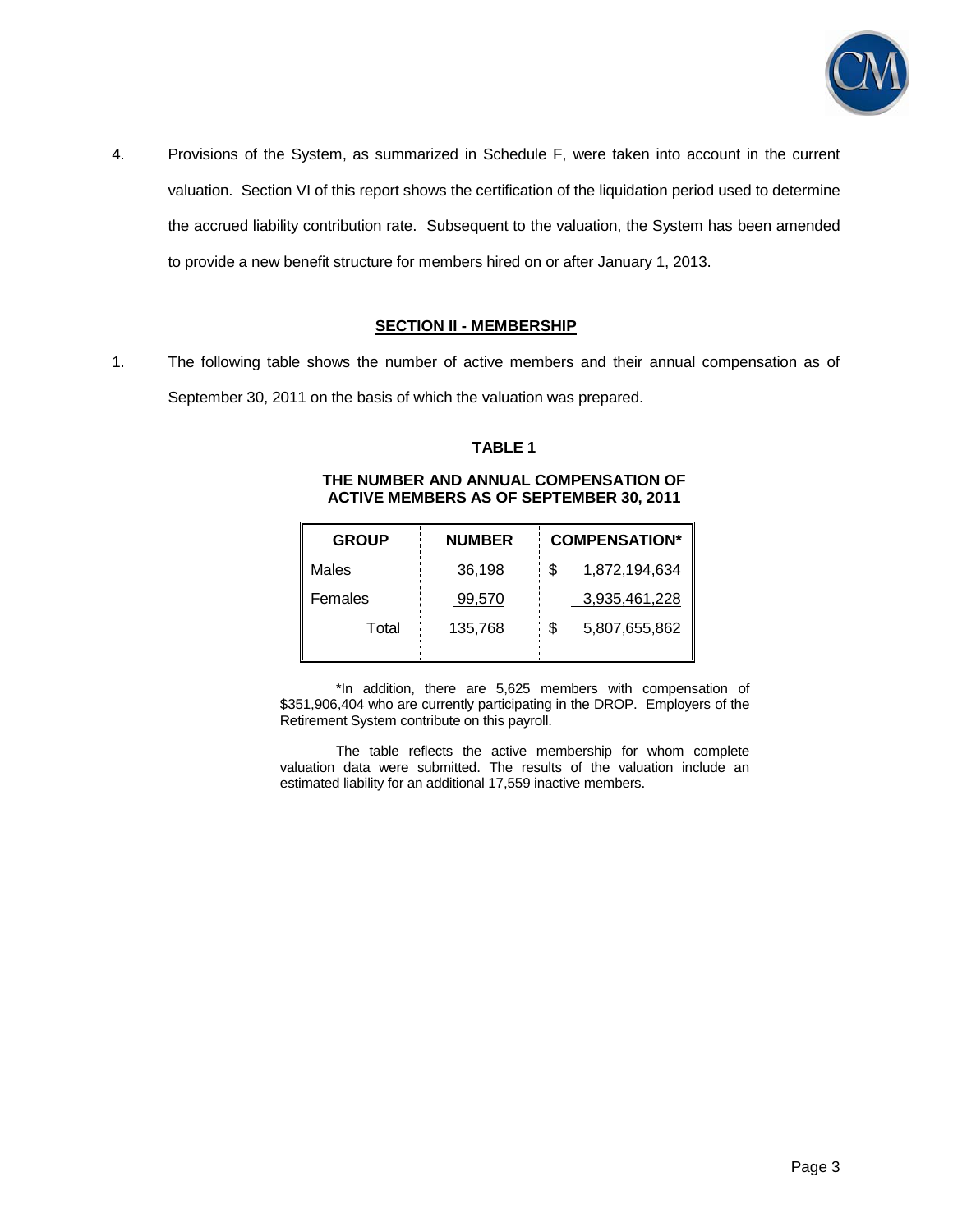4. Provisions of the System, as summarized in Schedule F, were taken into account in the current valuation. Section VI of this report shows the certification of the liquidation period used to determine the accrued liability contribution rate. Subsequent to the valuation, the System has been amended to provide a new benefit structure for members hired on or after January 1, 2013.

## SECTION II - MEMBERSHIP

1. The following table shows the number of active members and their annual compensation as of September 30, 2011 on the basis of which the valuation was prepared.

**TABLE 1**

**THE NUMBER AND ANNUAL COMPENSATION OF ACTIVE MEMBERS AS OF SEPTEMBER 30, 2011**

| GROUP | NUMBER | COMPENSATION* |
|---|---|---|
| Males | 36,198 | $ 1,872,194,634 |
| Females | 99,570 | 3,935,461,228 |
| Total | 135,768 | $ 5,807,655,862 |

*In addition, there are 5,625 members with compensation of $351,906,404 who are currently participating in the DROP. Employers of the Retirement System contribute on this payroll.

The table reflects the active membership for whom complete valuation data were submitted. The results of the valuation include an estimated liability for an additional 17,559 inactive members.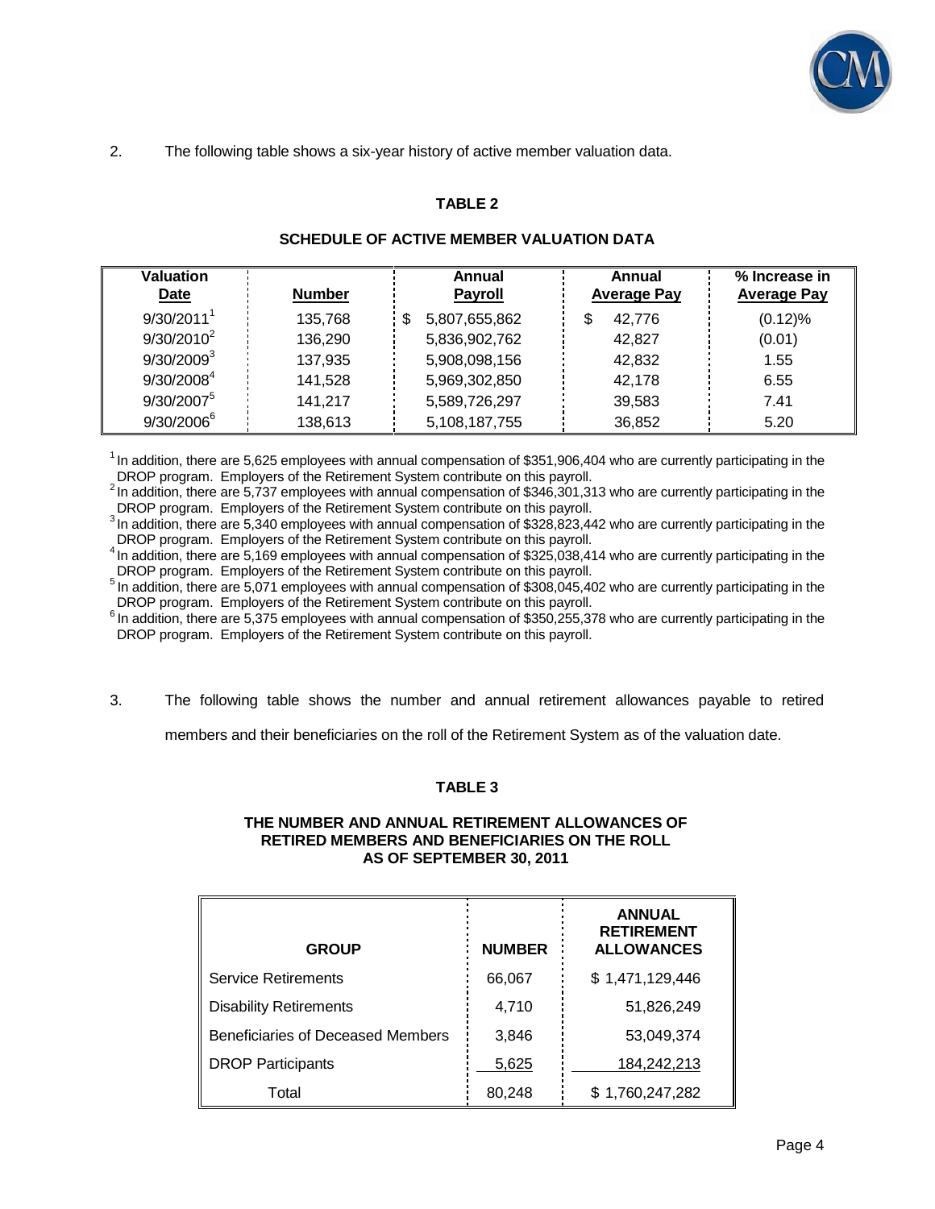2. The following table shows a six-year history of active member valuation data.

**TABLE 2**

**SCHEDULE OF ACTIVE MEMBER VALUATION DATA**

| Valuation Date | Number | Annual Payroll | Annual Average Pay | % Increase in Average Pay |
|---|---|---|---|---|
| 9/30/2011[1] | 135,768 | $ 5,807,655,862 | $ 42,776 | (0.12)% |
| 9/30/2010[2] | 136,290 | 5,836,902,762 | 42,827 | (0.01) |
| 9/30/2009[3] | 137,935 | 5,908,098,156 | 42,832 | 1.55 |
| 9/30/2008[4] | 141,528 | 5,969,302,850 | 42,178 | 6.55 |
| 9/30/2007[5] | 141,217 | 5,589,726,297 | 39,583 | 7.41 |
| 9/30/2006[6] | 138,613 | 5,108,187,755 | 36,852 | 5.20 |

[1] In addition, there are 5,625 employees with annual compensation of $351,906,404 who are currently participating in the DROP program. Employers of the Retirement System contribute on this payroll.
[2] In addition, there are 5,737 employees with annual compensation of $346,301,313 who are currently participating in the DROP program. Employers of the Retirement System contribute on this payroll.
[3] In addition, there are 5,340 employees with annual compensation of $328,823,442 who are currently participating in the DROP program. Employers of the Retirement System contribute on this payroll.
[4] In addition, there are 5,169 employees with annual compensation of $325,038,414 who are currently participating in the DROP program. Employers of the Retirement System contribute on this payroll.
[5] In addition, there are 5,071 employees with annual compensation of $308,045,402 who are currently participating in the DROP program. Employers of the Retirement System contribute on this payroll.
[6] In addition, there are 5,375 employees with annual compensation of $350,255,378 who are currently participating in the DROP program. Employers of the Retirement System contribute on this payroll.

3. The following table shows the number and annual retirement allowances payable to retired members and their beneficiaries on the roll of the Retirement System as of the valuation date.

**TABLE 3**

**THE NUMBER AND ANNUAL RETIREMENT ALLOWANCES OF RETIRED MEMBERS AND BENEFICIARIES ON THE ROLL AS OF SEPTEMBER 30, 2011**

| GROUP | NUMBER | ANNUAL RETIREMENT ALLOWANCES |
|---|---|---|
| Service Retirements | 66,067 | $ 1,471,129,446 |
| Disability Retirements | 4,710 | 51,826,249 |
| Beneficiaries of Deceased Members | 3,846 | 53,049,374 |
| DROP Participants | 5,625 | 184,242,213 |
| Total | 80,248 | $ 1,760,247,282 |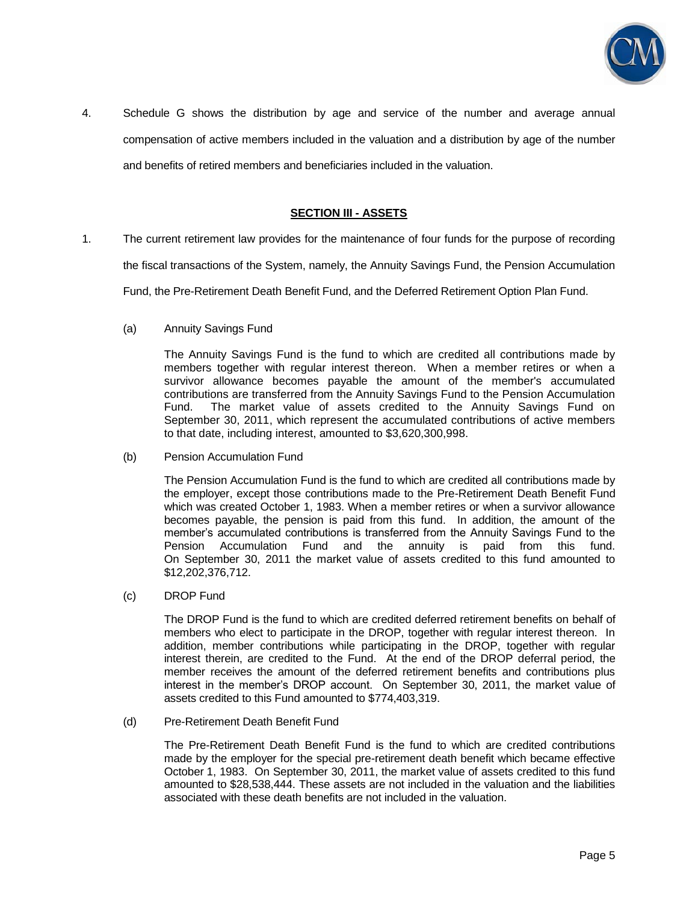4. Schedule G shows the distribution by age and service of the number and average annual compensation of active members included in the valuation and a distribution by age of the number and benefits of retired members and beneficiaries included in the valuation.

## SECTION III - ASSETS

1. The current retirement law provides for the maintenance of four funds for the purpose of recording the fiscal transactions of the System, namely, the Annuity Savings Fund, the Pension Accumulation Fund, the Pre-Retirement Death Benefit Fund, and the Deferred Retirement Option Plan Fund.

   (a) Annuity Savings Fund

   The Annuity Savings Fund is the fund to which are credited all contributions made by members together with regular interest thereon. When a member retires or when a survivor allowance becomes payable the amount of the member's accumulated contributions are transferred from the Annuity Savings Fund to the Pension Accumulation Fund. The market value of assets credited to the Annuity Savings Fund on September 30, 2011, which represent the accumulated contributions of active members to that date, including interest, amounted to $3,620,300,998.

   (b) Pension Accumulation Fund

   The Pension Accumulation Fund is the fund to which are credited all contributions made by the employer, except those contributions made to the Pre-Retirement Death Benefit Fund which was created October 1, 1983. When a member retires or when a survivor allowance becomes payable, the pension is paid from this fund. In addition, the amount of the member's accumulated contributions is transferred from the Annuity Savings Fund to the Pension Accumulation Fund and the annuity is paid from this fund. On September 30, 2011 the market value of assets credited to this fund amounted to $12,202,376,712.

   (c) DROP Fund

   The DROP Fund is the fund to which are credited deferred retirement benefits on behalf of members who elect to participate in the DROP, together with regular interest thereon. In addition, member contributions while participating in the DROP, together with regular interest therein, are credited to the Fund. At the end of the DROP deferral period, the member receives the amount of the deferred retirement benefits and contributions plus interest in the member's DROP account. On September 30, 2011, the market value of assets credited to this Fund amounted to $774,403,319.

   (d) Pre-Retirement Death Benefit Fund

   The Pre-Retirement Death Benefit Fund is the fund to which are credited contributions made by the employer for the special pre-retirement death benefit which became effective October 1, 1983. On September 30, 2011, the market value of assets credited to this fund amounted to $28,538,444. These assets are not included in the valuation and the liabilities associated with these death benefits are not included in the valuation.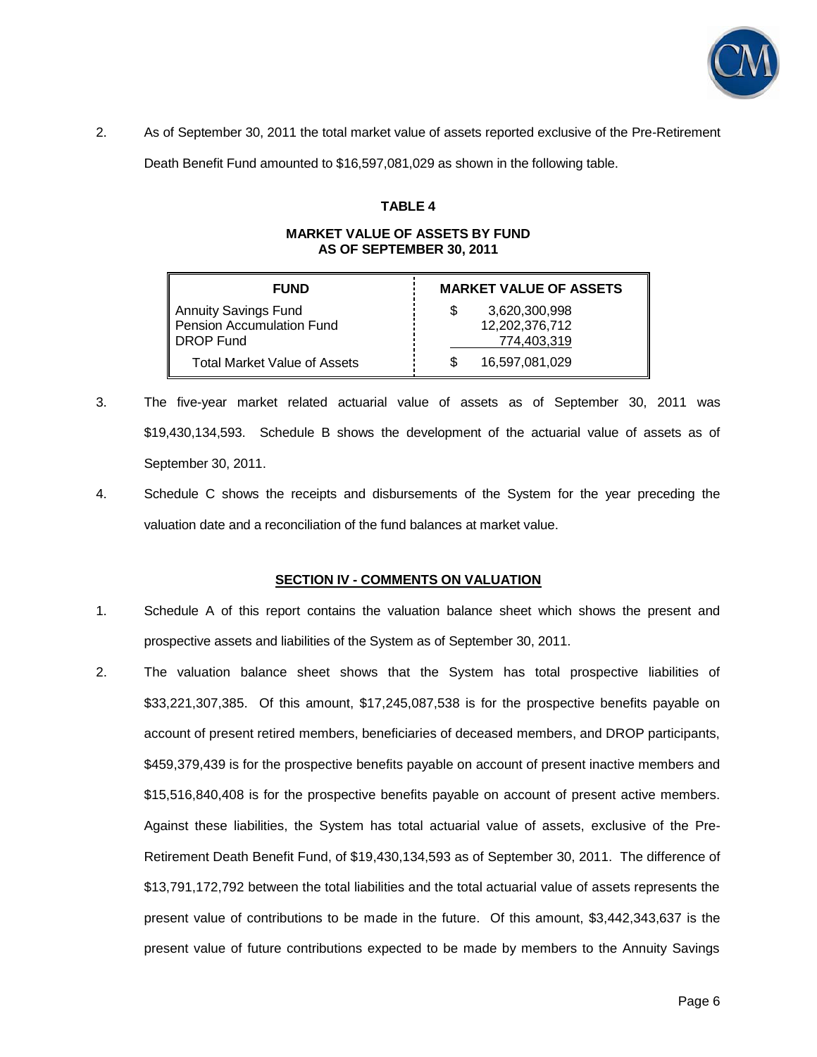2. As of September 30, 2011 the total market value of assets reported exclusive of the Pre-Retirement Death Benefit Fund amounted to $16,597,081,029 as shown in the following table.

**TABLE 4**

**MARKET VALUE OF ASSETS BY FUND**
**AS OF SEPTEMBER 30, 2011**

| FUND | MARKET VALUE OF ASSETS |
|---|---|
| Annuity Savings Fund | $ 3,620,300,998 |
| Pension Accumulation Fund | 12,202,376,712 |
| DROP Fund | 774,403,319 |
| Total Market Value of Assets | $ 16,597,081,029 |

3. The five-year market related actuarial value of assets as of September 30, 2011 was $19,430,134,593. Schedule B shows the development of the actuarial value of assets as of September 30, 2011.

4. Schedule C shows the receipts and disbursements of the System for the year preceding the valuation date and a reconciliation of the fund balances at market value.

## SECTION IV - COMMENTS ON VALUATION

1. Schedule A of this report contains the valuation balance sheet which shows the present and prospective assets and liabilities of the System as of September 30, 2011.

2. The valuation balance sheet shows that the System has total prospective liabilities of $33,221,307,385. Of this amount, $17,245,087,538 is for the prospective benefits payable on account of present retired members, beneficiaries of deceased members, and DROP participants, $459,379,439 is for the prospective benefits payable on account of present inactive members and $15,516,840,408 is for the prospective benefits payable on account of present active members. Against these liabilities, the System has total actuarial value of assets, exclusive of the Pre-Retirement Death Benefit Fund, of $19,430,134,593 as of September 30, 2011. The difference of $13,791,172,792 between the total liabilities and the total actuarial value of assets represents the present value of contributions to be made in the future. Of this amount, $3,442,343,637 is the present value of future contributions expected to be made by members to the Annuity Savings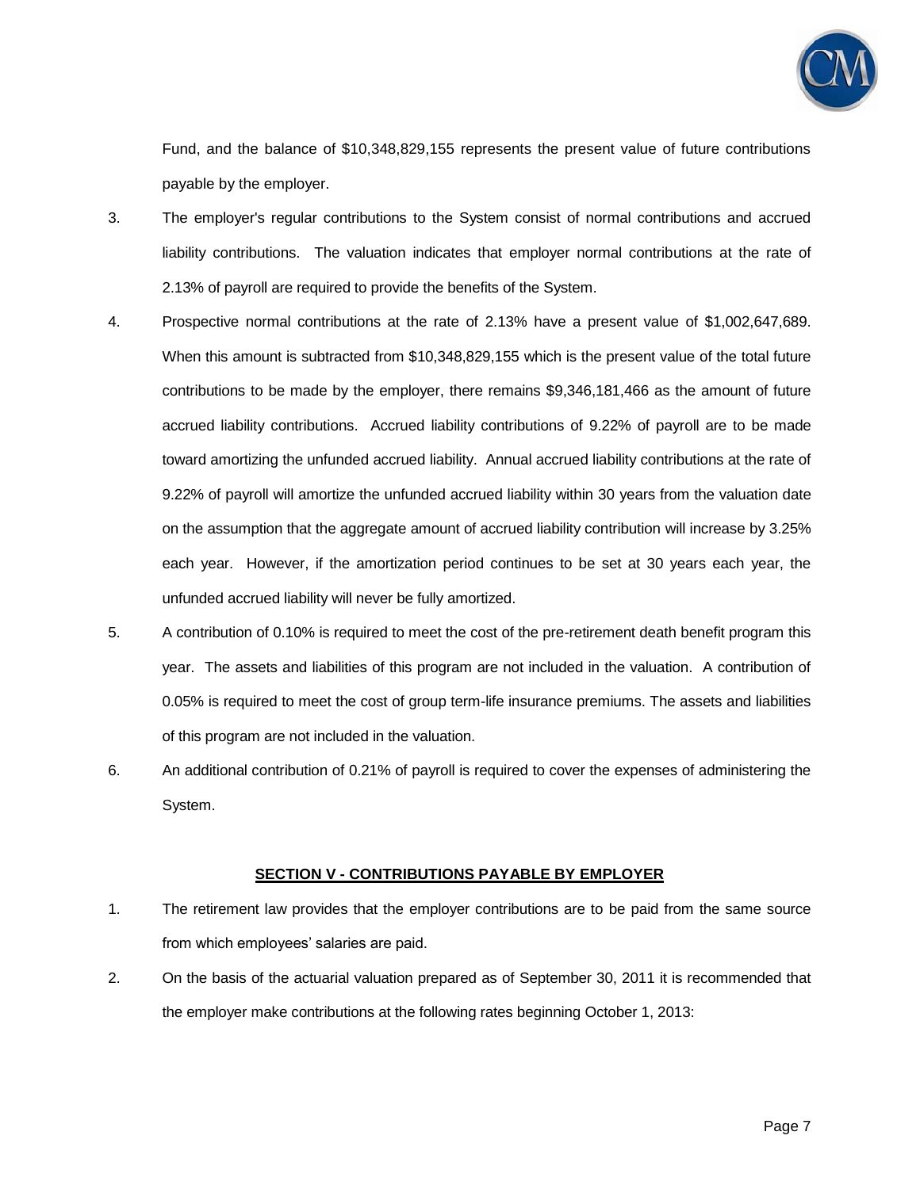Fund, and the balance of $10,348,829,155 represents the present value of future contributions payable by the employer.

3. The employer's regular contributions to the System consist of normal contributions and accrued liability contributions. The valuation indicates that employer normal contributions at the rate of 2.13% of payroll are required to provide the benefits of the System.

4. Prospective normal contributions at the rate of 2.13% have a present value of $1,002,647,689. When this amount is subtracted from $10,348,829,155 which is the present value of the total future contributions to be made by the employer, there remains $9,346,181,466 as the amount of future accrued liability contributions. Accrued liability contributions of 9.22% of payroll are to be made toward amortizing the unfunded accrued liability. Annual accrued liability contributions at the rate of 9.22% of payroll will amortize the unfunded accrued liability within 30 years from the valuation date on the assumption that the aggregate amount of accrued liability contribution will increase by 3.25% each year. However, if the amortization period continues to be set at 30 years each year, the unfunded accrued liability will never be fully amortized.

5. A contribution of 0.10% is required to meet the cost of the pre-retirement death benefit program this year. The assets and liabilities of this program are not included in the valuation. A contribution of 0.05% is required to meet the cost of group term-life insurance premiums. The assets and liabilities of this program are not included in the valuation.

6. An additional contribution of 0.21% of payroll is required to cover the expenses of administering the System.

## SECTION V - CONTRIBUTIONS PAYABLE BY EMPLOYER

1. The retirement law provides that the employer contributions are to be paid from the same source from which employees' salaries are paid.

2. On the basis of the actuarial valuation prepared as of September 30, 2011 it is recommended that the employer make contributions at the following rates beginning October 1, 2013: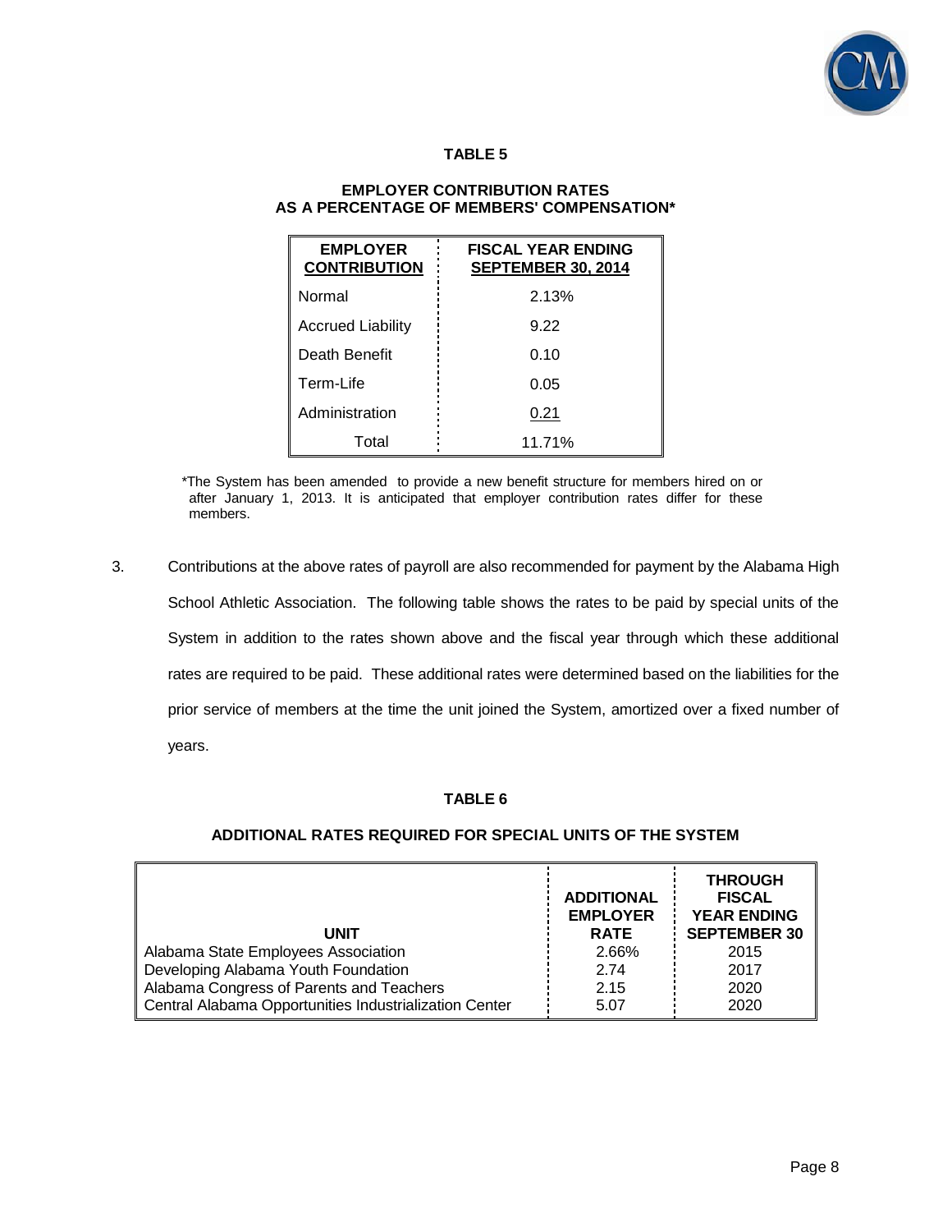**TABLE 5**

**EMPLOYER CONTRIBUTION RATES AS A PERCENTAGE OF MEMBERS' COMPENSATION***

| EMPLOYER CONTRIBUTION | FISCAL YEAR ENDING SEPTEMBER 30, 2014 |
|---|---|
| Normal | 2.13% |
| Accrued Liability | 9.22 |
| Death Benefit | 0.10 |
| Term-Life | 0.05 |
| Administration | 0.21 |
| Total | 11.71% |

*The System has been amended to provide a new benefit structure for members hired on or after January 1, 2013. It is anticipated that employer contribution rates differ for these members.

3. Contributions at the above rates of payroll are also recommended for payment by the Alabama High School Athletic Association. The following table shows the rates to be paid by special units of the System in addition to the rates shown above and the fiscal year through which these additional rates are required to be paid. These additional rates were determined based on the liabilities for the prior service of members at the time the unit joined the System, amortized over a fixed number of years.

**TABLE 6**

**ADDITIONAL RATES REQUIRED FOR SPECIAL UNITS OF THE SYSTEM**

| UNIT | ADDITIONAL EMPLOYER RATE | THROUGH FISCAL YEAR ENDING SEPTEMBER 30 |
|---|---|---|
| Alabama State Employees Association | 2.66% | 2015 |
| Developing Alabama Youth Foundation | 2.74 | 2017 |
| Alabama Congress of Parents and Teachers | 2.15 | 2020 |
| Central Alabama Opportunities Industrialization Center | 5.07 | 2020 |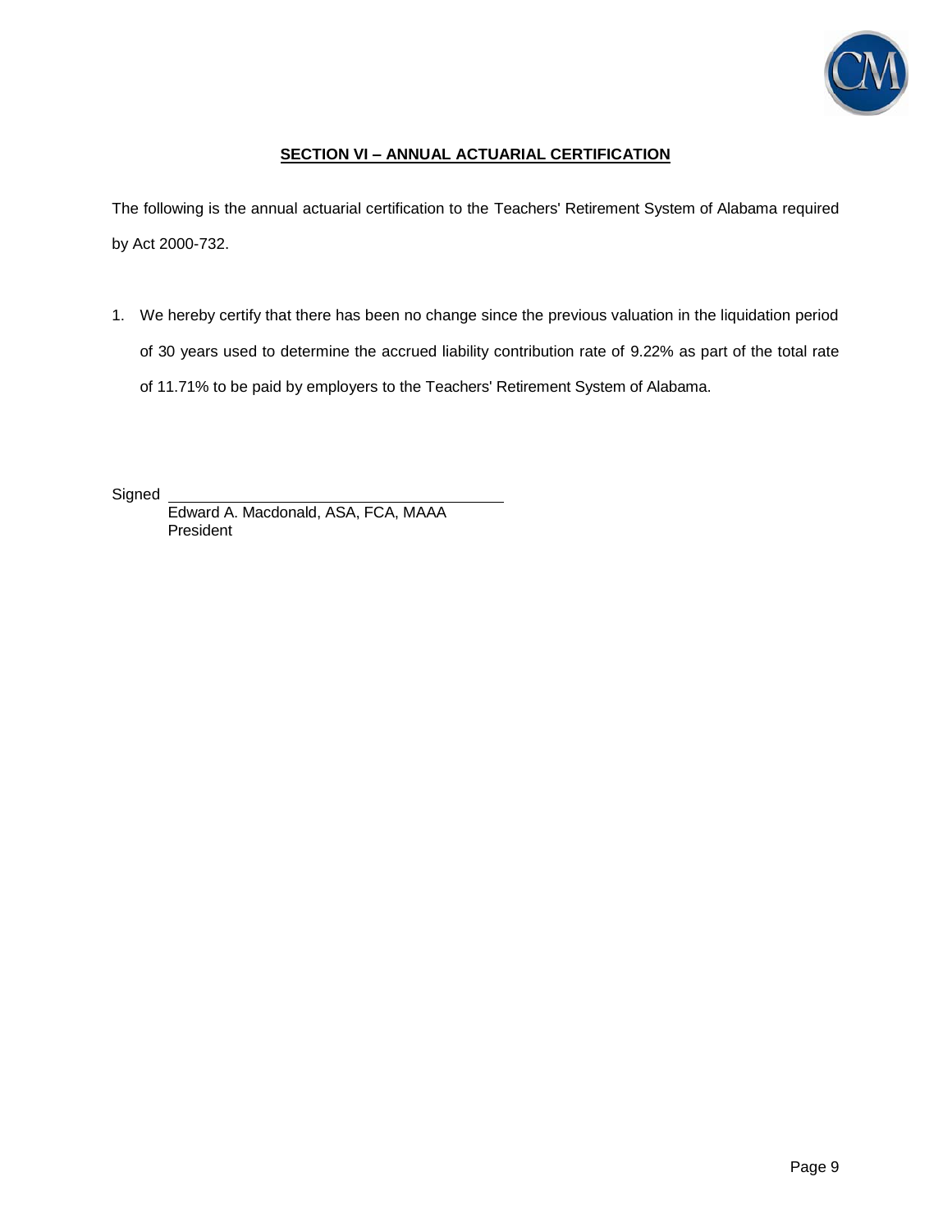## SECTION VI – ANNUAL ACTUARIAL CERTIFICATION

The following is the annual actuarial certification to the Teachers' Retirement System of Alabama required by Act 2000-732.

1. We hereby certify that there has been no change since the previous valuation in the liquidation period of 30 years used to determine the accrued liability contribution rate of 9.22% as part of the total rate of 11.71% to be paid by employers to the Teachers' Retirement System of Alabama.

Signed \_\_\_\_\_\_\_\_\_\_\_\_\_\_\_\_\_\_\_\_\_\_\_\_\_\_\_\_\_\_\_\_\_\_\_\_

Edward A. Macdonald, ASA, FCA, MAAA
President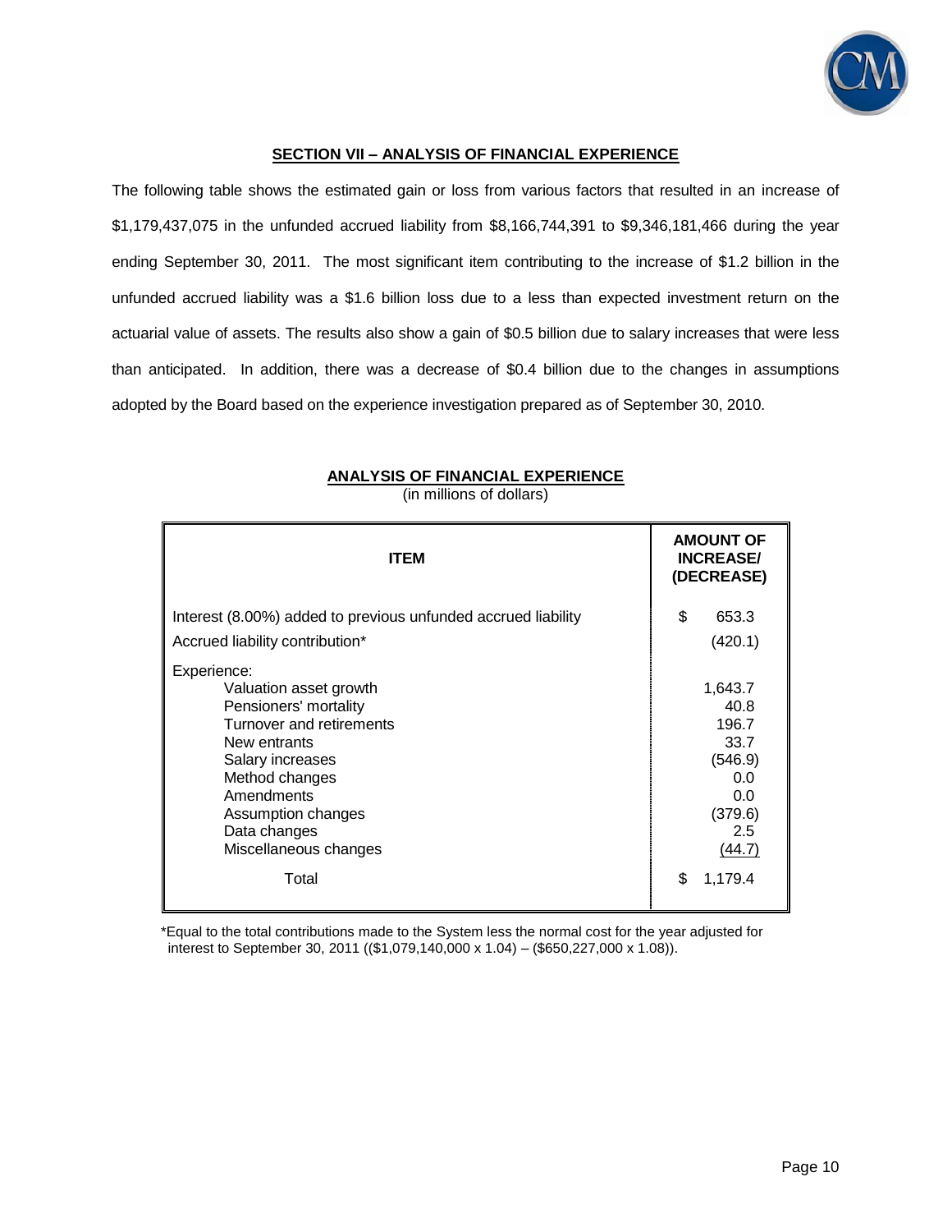## SECTION VII – ANALYSIS OF FINANCIAL EXPERIENCE

The following table shows the estimated gain or loss from various factors that resulted in an increase of $1,179,437,075 in the unfunded accrued liability from $8,166,744,391 to $9,346,181,466 during the year ending September 30, 2011. The most significant item contributing to the increase of $1.2 billion in the unfunded accrued liability was a $1.6 billion loss due to a less than expected investment return on the actuarial value of assets. The results also show a gain of $0.5 billion due to salary increases that were less than anticipated. In addition, there was a decrease of $0.4 billion due to the changes in assumptions adopted by the Board based on the experience investigation prepared as of September 30, 2010.

### ANALYSIS OF FINANCIAL EXPERIENCE

(in millions of dollars)

| ITEM | AMOUNT OF INCREASE/ (DECREASE) |
|---|---|
| Interest (8.00%) added to previous unfunded accrued liability | $ 653.3 |
| Accrued liability contribution* | (420.1) |
| Experience: | |
| Valuation asset growth | 1,643.7 |
| Pensioners' mortality | 40.8 |
| Turnover and retirements | 196.7 |
| New entrants | 33.7 |
| Salary increases | (546.9) |
| Method changes | 0.0 |
| Amendments | 0.0 |
| Assumption changes | (379.6) |
| Data changes | 2.5 |
| Miscellaneous changes | (44.7) |
| Total | $ 1,179.4 |

*Equal to the total contributions made to the System less the normal cost for the year adjusted for interest to September 30, 2011 (($1,079,140,000 x 1.04) – ($650,227,000 x 1.08)).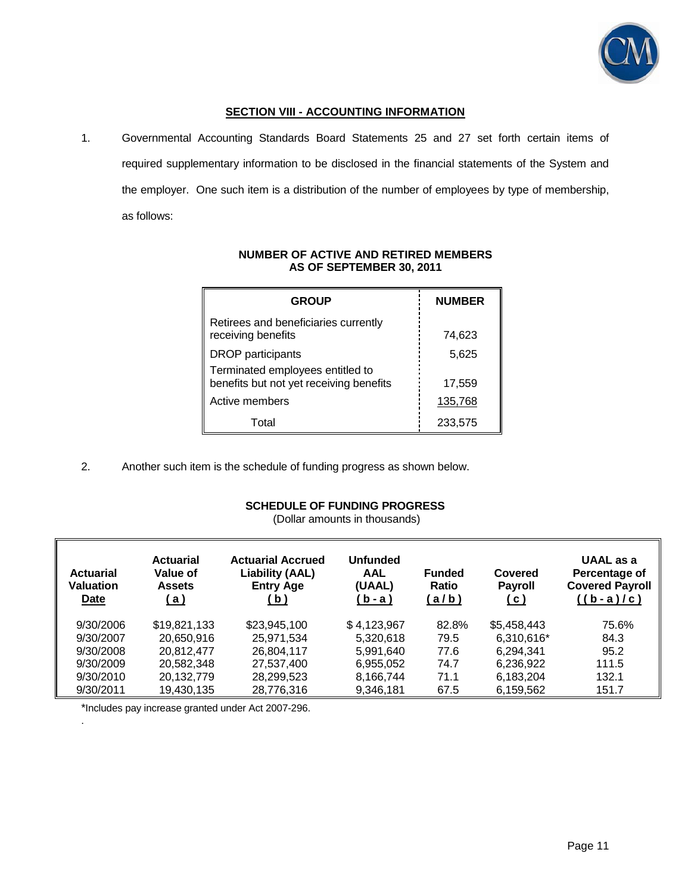## SECTION VIII - ACCOUNTING INFORMATION

1. Governmental Accounting Standards Board Statements 25 and 27 set forth certain items of required supplementary information to be disclosed in the financial statements of the System and the employer. One such item is a distribution of the number of employees by type of membership, as follows:

**NUMBER OF ACTIVE AND RETIRED MEMBERS AS OF SEPTEMBER 30, 2011**

| GROUP | NUMBER |
|---|---|
| Retirees and beneficiaries currently receiving benefits | 74,623 |
| DROP participants | 5,625 |
| Terminated employees entitled to benefits but not yet receiving benefits | 17,559 |
| Active members | 135,768 |
| Total | 233,575 |

2. Another such item is the schedule of funding progress as shown below.

**SCHEDULE OF FUNDING PROGRESS**

(Dollar amounts in thousands)

| Actuarial Valuation Date | Actuarial Value of Assets ( a ) | Actuarial Accrued Liability (AAL) Entry Age ( b ) | Unfunded AAL (UAAL) ( b - a ) | Funded Ratio ( a / b ) | Covered Payroll ( c ) | UAAL as a Percentage of Covered Payroll ( ( b - a ) / c ) |
|---|---|---|---|---|---|---|
| 9/30/2006 | $19,821,133 | $23,945,100 | $ 4,123,967 | 82.8% | $5,458,443 | 75.6% |
| 9/30/2007 | 20,650,916 | 25,971,534 | 5,320,618 | 79.5 | 6,310,616* | 84.3 |
| 9/30/2008 | 20,812,477 | 26,804,117 | 5,991,640 | 77.6 | 6,294,341 | 95.2 |
| 9/30/2009 | 20,582,348 | 27,537,400 | 6,955,052 | 74.7 | 6,236,922 | 111.5 |
| 9/30/2010 | 20,132,779 | 28,299,523 | 8,166,744 | 71.1 | 6,183,204 | 132.1 |
| 9/30/2011 | 19,430,135 | 28,776,316 | 9,346,181 | 67.5 | 6,159,562 | 151.7 |

*Includes pay increase granted under Act 2007-296.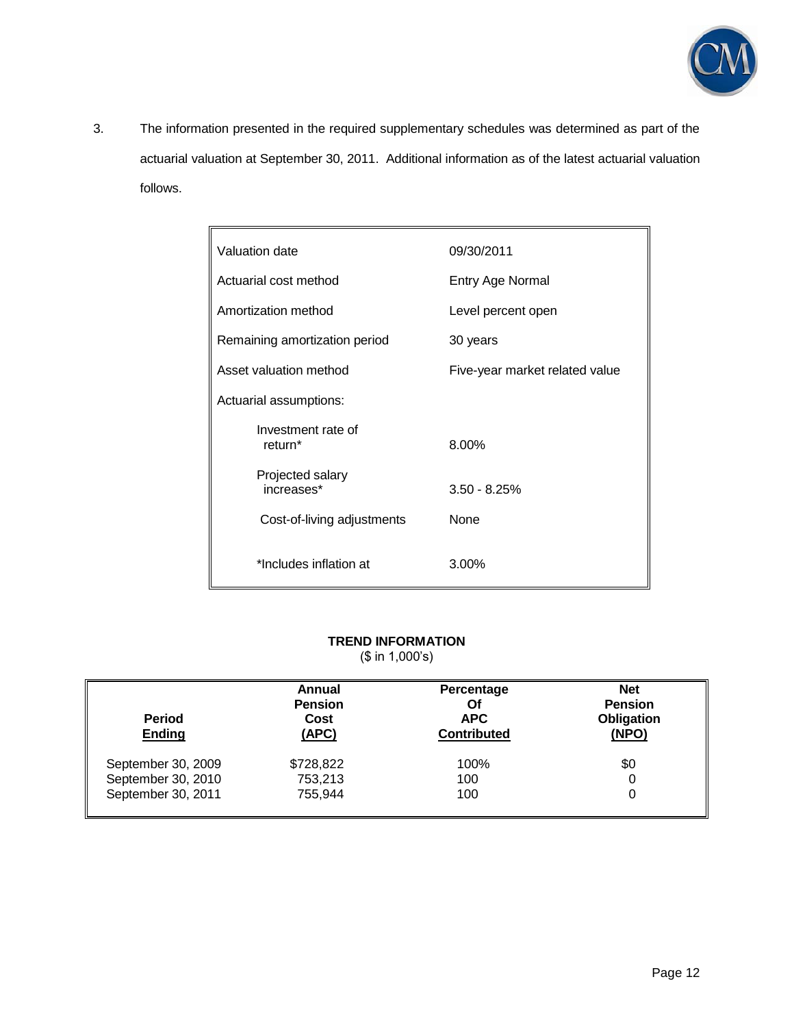3. The information presented in the required supplementary schedules was determined as part of the actuarial valuation at September 30, 2011. Additional information as of the latest actuarial valuation follows.

| | |
|---|---|
| Valuation date | 09/30/2011 |
| Actuarial cost method | Entry Age Normal |
| Amortization method | Level percent open |
| Remaining amortization period | 30 years |
| Asset valuation method | Five-year market related value |
| Actuarial assumptions: | |
| Investment rate of return* | 8.00% |
| Projected salary increases* | 3.50 - 8.25% |
| Cost-of-living adjustments | None |
| *Includes inflation at | 3.00% |

**TREND INFORMATION**
($ in 1,000's)

| Period Ending | Annual Pension Cost (APC) | Percentage Of APC Contributed | Net Pension Obligation (NPO) |
|---|---|---|---|
| September 30, 2009 | $728,822 | 100% | $0 |
| September 30, 2010 | 753,213 | 100 | 0 |
| September 30, 2011 | 755,944 | 100 | 0 |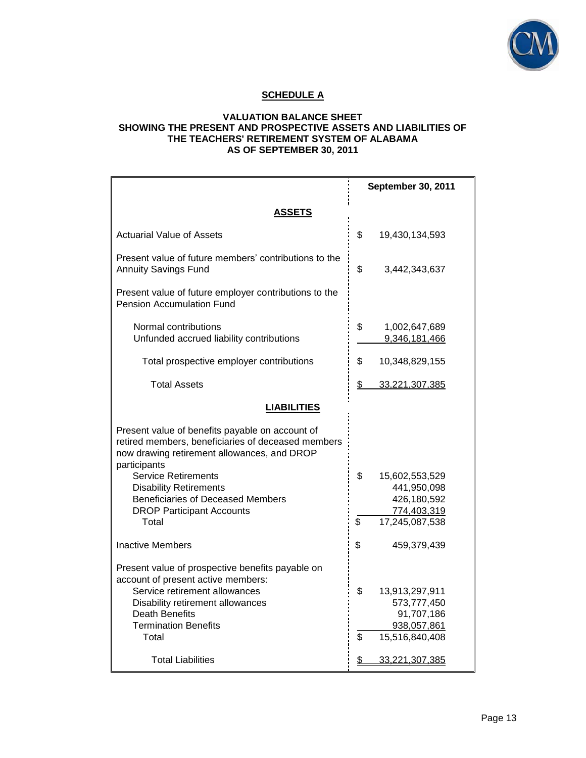## SCHEDULE A

### VALUATION BALANCE SHEET
### SHOWING THE PRESENT AND PROSPECTIVE ASSETS AND LIABILITIES OF THE TEACHERS' RETIREMENT SYSTEM OF ALABAMA
### AS OF SEPTEMBER 30, 2011

| | September 30, 2011 |
|---|---|
| **ASSETS** | |
| Actuarial Value of Assets | $ 19,430,134,593 |
| Present value of future members' contributions to the Annuity Savings Fund | $ 3,442,343,637 |
| Present value of future employer contributions to the Pension Accumulation Fund | |
| Normal contributions | $ 1,002,647,689 |
| Unfunded accrued liability contributions | 9,346,181,466 |
| Total prospective employer contributions | $ 10,348,829,155 |
| Total Assets | $ 33,221,307,385 |
| **LIABILITIES** | |
| Present value of benefits payable on account of retired members, beneficiaries of deceased members now drawing retirement allowances, and DROP participants | |
| Service Retirements | $ 15,602,553,529 |
| Disability Retirements | 441,950,098 |
| Beneficiaries of Deceased Members | 426,180,592 |
| DROP Participant Accounts | 774,403,319 |
| Total | $ 17,245,087,538 |
| Inactive Members | $ 459,379,439 |
| Present value of prospective benefits payable on account of present active members: | |
| Service retirement allowances | $ 13,913,297,911 |
| Disability retirement allowances | 573,777,450 |
| Death Benefits | 91,707,186 |
| Termination Benefits | 938,057,861 |
| Total | $ 15,516,840,408 |
| Total Liabilities | $ 33,221,307,385 |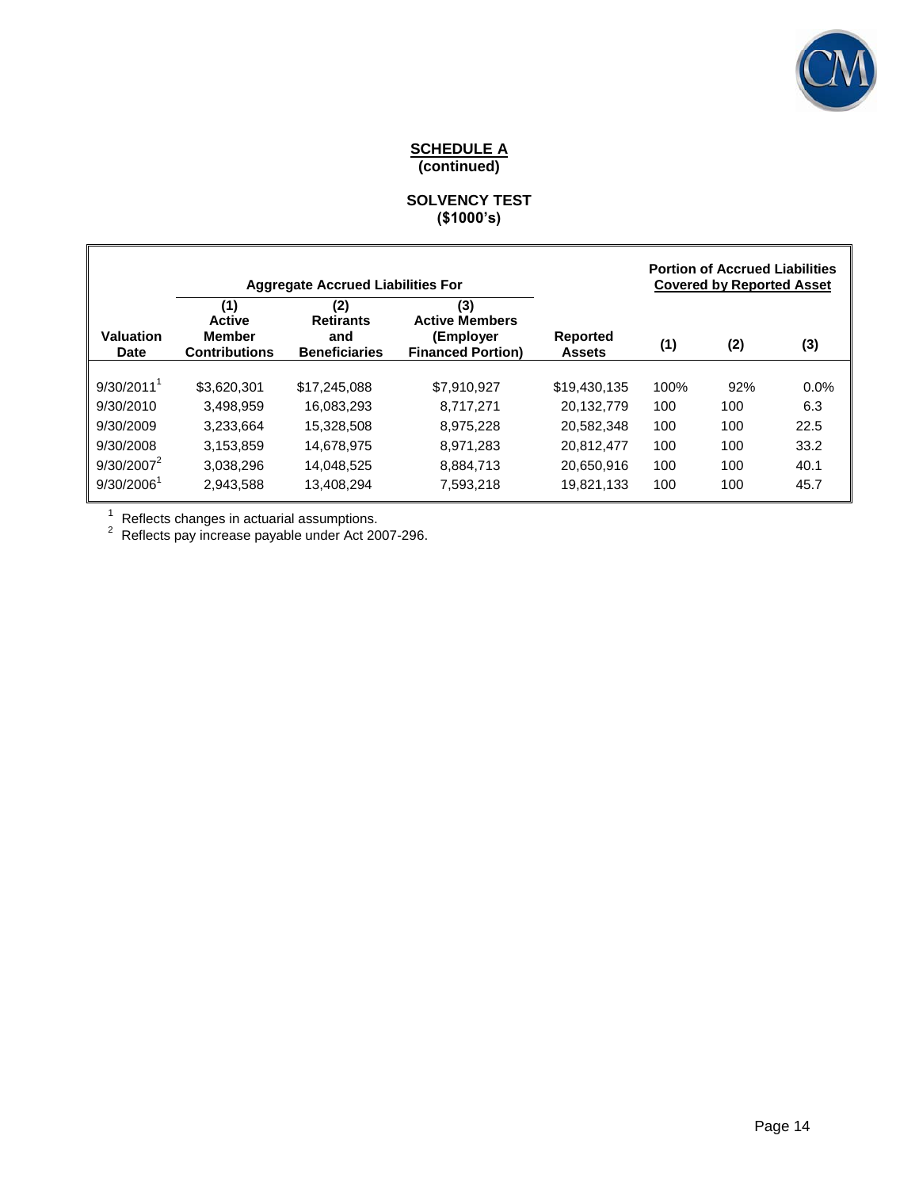**SCHEDULE A**
**(continued)**

**SOLVENCY TEST**
**($1000's)**

| | Aggregate Accrued Liabilities For | | | | Portion of Accrued Liabilities Covered by Reported Asset | | |
|---|---|---|---|---|---|---|---|
| Valuation Date | (1) Active Member Contributions | (2) Retirants and Beneficiaries | (3) Active Members (Employer Financed Portion) | Reported Assets | (1) | (2) | (3) |
| 9/30/2011[1] | $3,620,301 | $17,245,088 | $7,910,927 | $19,430,135 | 100% | 92% | 0.0% |
| 9/30/2010 | 3,498,959 | 16,083,293 | 8,717,271 | 20,132,779 | 100 | 100 | 6.3 |
| 9/30/2009 | 3,233,664 | 15,328,508 | 8,975,228 | 20,582,348 | 100 | 100 | 22.5 |
| 9/30/2008 | 3,153,859 | 14,678,975 | 8,971,283 | 20,812,477 | 100 | 100 | 33.2 |
| 9/30/2007[2] | 3,038,296 | 14,048,525 | 8,884,713 | 20,650,916 | 100 | 100 | 40.1 |
| 9/30/2006[1] | 2,943,588 | 13,408,294 | 7,593,218 | 19,821,133 | 100 | 100 | 45.7 |

[1] Reflects changes in actuarial assumptions.
[2] Reflects pay increase payable under Act 2007-296.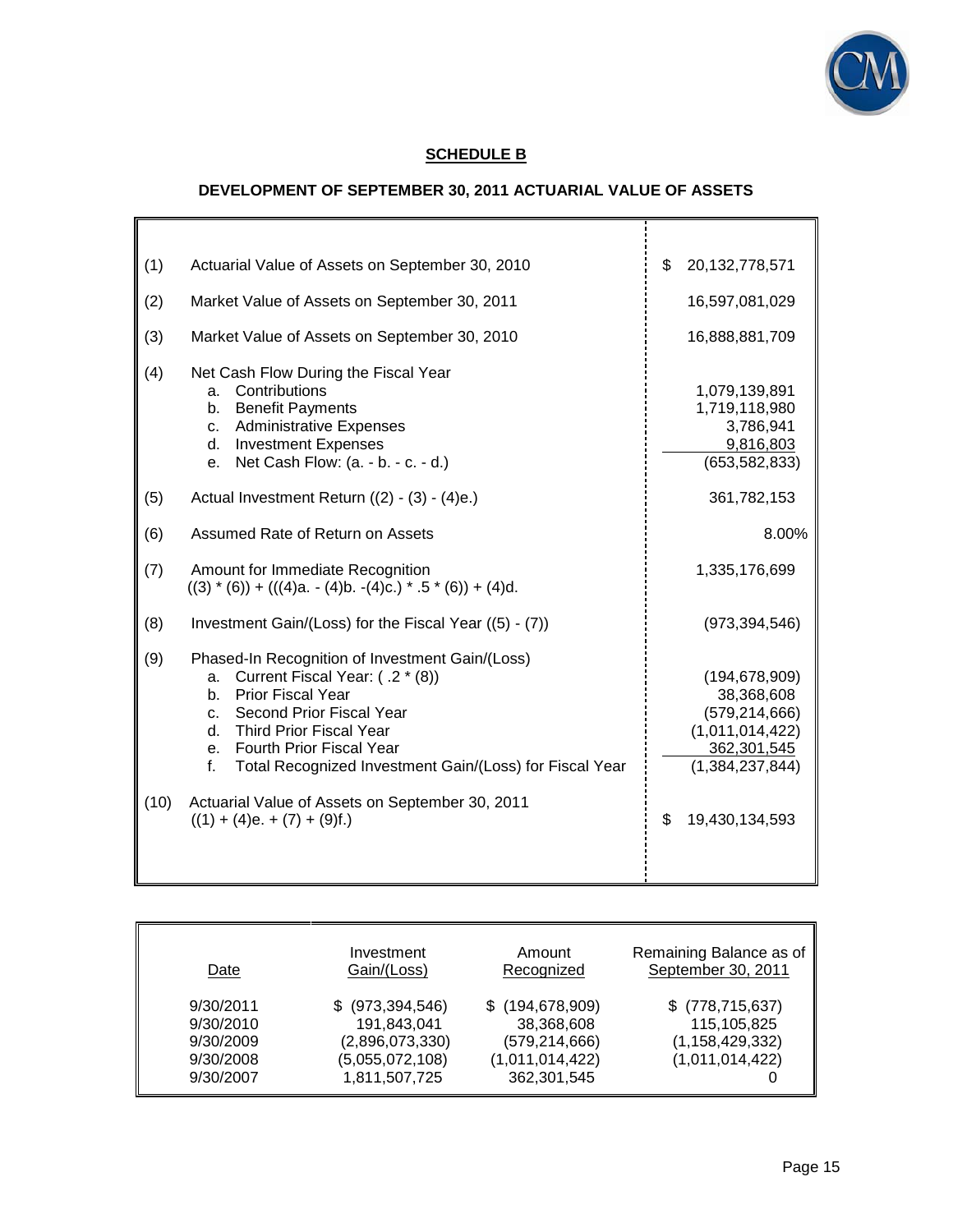## SCHEDULE B

### DEVELOPMENT OF SEPTEMBER 30, 2011 ACTUARIAL VALUE OF ASSETS

| | | |
|---|---|---|
| (1) | Actuarial Value of Assets on September 30, 2010 | $ 20,132,778,571 |
| (2) | Market Value of Assets on September 30, 2011 | 16,597,081,029 |
| (3) | Market Value of Assets on September 30, 2010 | 16,888,881,709 |
| (4) | Net Cash Flow During the Fiscal Year | |
| | a. Contributions | 1,079,139,891 |
| | b. Benefit Payments | 1,719,118,980 |
| | c. Administrative Expenses | 3,786,941 |
| | d. Investment Expenses | 9,816,803 |
| | e. Net Cash Flow: (a. - b. - c. - d.) | (653,582,833) |
| (5) | Actual Investment Return ((2) - (3) - (4)e.) | 361,782,153 |
| (6) | Assumed Rate of Return on Assets | 8.00% |
| (7) | Amount for Immediate Recognition ((3) * (6)) + (((4)a. - (4)b. -(4)c.) * .5 * (6)) + (4)d. | 1,335,176,699 |
| (8) | Investment Gain/(Loss) for the Fiscal Year ((5) - (7)) | (973,394,546) |
| (9) | Phased-In Recognition of Investment Gain/(Loss) | |
| | a. Current Fiscal Year: ( .2 * (8)) | (194,678,909) |
| | b. Prior Fiscal Year | 38,368,608 |
| | c. Second Prior Fiscal Year | (579,214,666) |
| | d. Third Prior Fiscal Year | (1,011,014,422) |
| | e. Fourth Prior Fiscal Year | 362,301,545 |
| | f. Total Recognized Investment Gain/(Loss) for Fiscal Year | (1,384,237,844) |
| (10) | Actuarial Value of Assets on September 30, 2011 ((1) + (4)e. + (7) + (9)f.) | $ 19,430,134,593 |

| Date | Investment Gain/(Loss) | Amount Recognized | Remaining Balance as of September 30, 2011 |
|---|---|---|---|
| 9/30/2011 | $ (973,394,546) | $ (194,678,909) | $ (778,715,637) |
| 9/30/2010 | 191,843,041 | 38,368,608 | 115,105,825 |
| 9/30/2009 | (2,896,073,330) | (579,214,666) | (1,158,429,332) |
| 9/30/2008 | (5,055,072,108) | (1,011,014,422) | (1,011,014,422) |
| 9/30/2007 | 1,811,507,725 | 362,301,545 | 0 |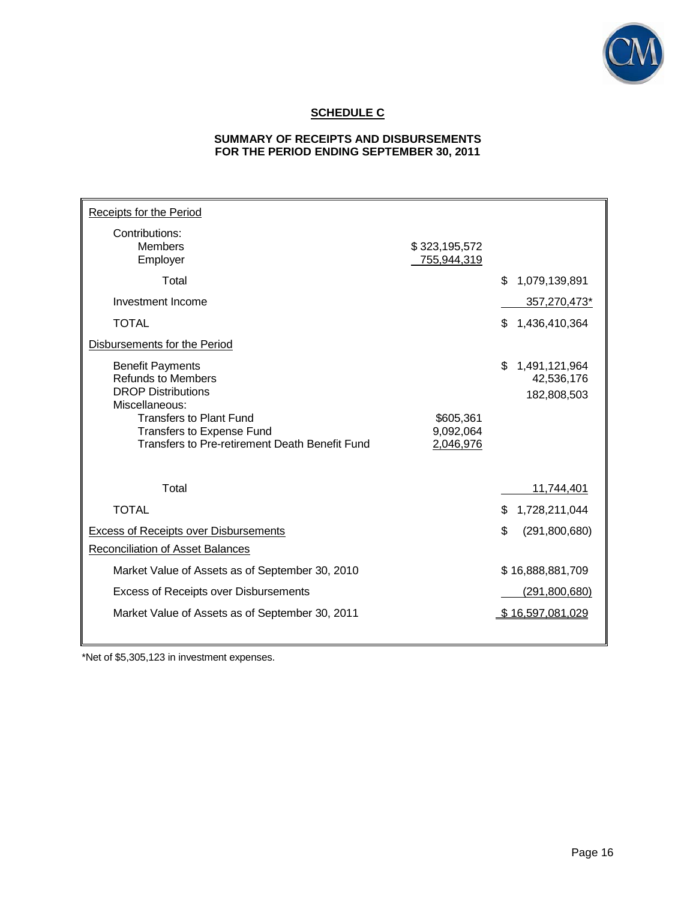## SCHEDULE C

### SUMMARY OF RECEIPTS AND DISBURSEMENTS
### FOR THE PERIOD ENDING SEPTEMBER 30, 2011

| | | |
|---|---|---|
| Receipts for the Period | | |
| Contributions: | | |
| Members | $ 323,195,572 | |
| Employer | 755,944,319 | |
| Total | | $ 1,079,139,891 |
| Investment Income | | 357,270,473* |
| TOTAL | | $ 1,436,410,364 |
| Disbursements for the Period | | |
| Benefit Payments | | $ 1,491,121,964 |
| Refunds to Members | | 42,536,176 |
| DROP Distributions | | 182,808,503 |
| Miscellaneous: | | |
| Transfers to Plant Fund | $605,361 | |
| Transfers to Expense Fund | 9,092,064 | |
| Transfers to Pre-retirement Death Benefit Fund | 2,046,976 | |
| Total | | 11,744,401 |
| TOTAL | | $ 1,728,211,044 |
| Excess of Receipts over Disbursements | | $ (291,800,680) |
| Reconciliation of Asset Balances | | |
| Market Value of Assets as of September 30, 2010 | | $ 16,888,881,709 |
| Excess of Receipts over Disbursements | | (291,800,680) |
| Market Value of Assets as of September 30, 2011 | | $ 16,597,081,029 |

*Net of $5,305,123 in investment expenses.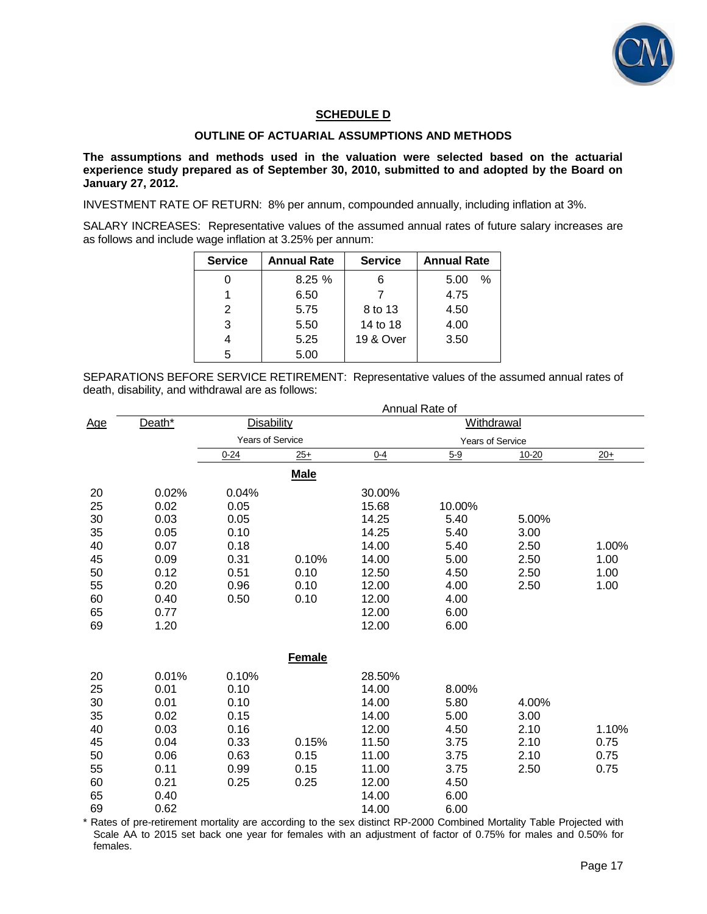## SCHEDULE D

### OUTLINE OF ACTUARIAL ASSUMPTIONS AND METHODS

**The assumptions and methods used in the valuation were selected based on the actuarial experience study prepared as of September 30, 2010, submitted to and adopted by the Board on January 27, 2012.**

INVESTMENT RATE OF RETURN: 8% per annum, compounded annually, including inflation at 3%.

SALARY INCREASES: Representative values of the assumed annual rates of future salary increases are as follows and include wage inflation at 3.25% per annum:

| Service | Annual Rate | Service | Annual Rate |
|---|---|---|---|
| 0 | 8.25 % | 6 | 5.00 % |
| 1 | 6.50 | 7 | 4.75 |
| 2 | 5.75 | 8 to 13 | 4.50 |
| 3 | 5.50 | 14 to 18 | 4.00 |
| 4 | 5.25 | 19 & Over | 3.50 |
| 5 | 5.00 | | |

SEPARATIONS BEFORE SERVICE RETIREMENT: Representative values of the assumed annual rates of death, disability, and withdrawal are as follows:

| | Annual Rate of | | | | | | |
|---|---|---|---|---|---|---|---|
| Age | Death* | Disability | | Withdrawal | | | |
| | | Years of Service | | Years of Service | | | |
| | | 0-24 | 25+ | 0-4 | 5-9 | 10-20 | 20+ |
| | | | **Male** | | | | |
| 20 | 0.02% | 0.04% | | 30.00% | | | |
| 25 | 0.02 | 0.05 | | 15.68 | 10.00% | | |
| 30 | 0.03 | 0.05 | | 14.25 | 5.40 | 5.00% | |
| 35 | 0.05 | 0.10 | | 14.25 | 5.40 | 3.00 | |
| 40 | 0.07 | 0.18 | | 14.00 | 5.40 | 2.50 | 1.00% |
| 45 | 0.09 | 0.31 | 0.10% | 14.00 | 5.00 | 2.50 | 1.00 |
| 50 | 0.12 | 0.51 | 0.10 | 12.50 | 4.50 | 2.50 | 1.00 |
| 55 | 0.20 | 0.96 | 0.10 | 12.00 | 4.00 | 2.50 | 1.00 |
| 60 | 0.40 | 0.50 | 0.10 | 12.00 | 4.00 | | |
| 65 | 0.77 | | | 12.00 | 6.00 | | |
| 69 | 1.20 | | | 12.00 | 6.00 | | |
| | | | **Female** | | | | |
| 20 | 0.01% | 0.10% | | 28.50% | | | |
| 25 | 0.01 | 0.10 | | 14.00 | 8.00% | | |
| 30 | 0.01 | 0.10 | | 14.00 | 5.80 | 4.00% | |
| 35 | 0.02 | 0.15 | | 14.00 | 5.00 | 3.00 | |
| 40 | 0.03 | 0.16 | | 12.00 | 4.50 | 2.10 | 1.10% |
| 45 | 0.04 | 0.33 | 0.15% | 11.50 | 3.75 | 2.10 | 0.75 |
| 50 | 0.06 | 0.63 | 0.15 | 11.00 | 3.75 | 2.10 | 0.75 |
| 55 | 0.11 | 0.99 | 0.15 | 11.00 | 3.75 | 2.50 | 0.75 |
| 60 | 0.21 | 0.25 | 0.25 | 12.00 | 4.50 | | |
| 65 | 0.40 | | | 14.00 | 6.00 | | |
| 69 | 0.62 | | | 14.00 | 6.00 | | |

\* Rates of pre-retirement mortality are according to the sex distinct RP-2000 Combined Mortality Table Projected with Scale AA to 2015 set back one year for females with an adjustment of factor of 0.75% for males and 0.50% for females.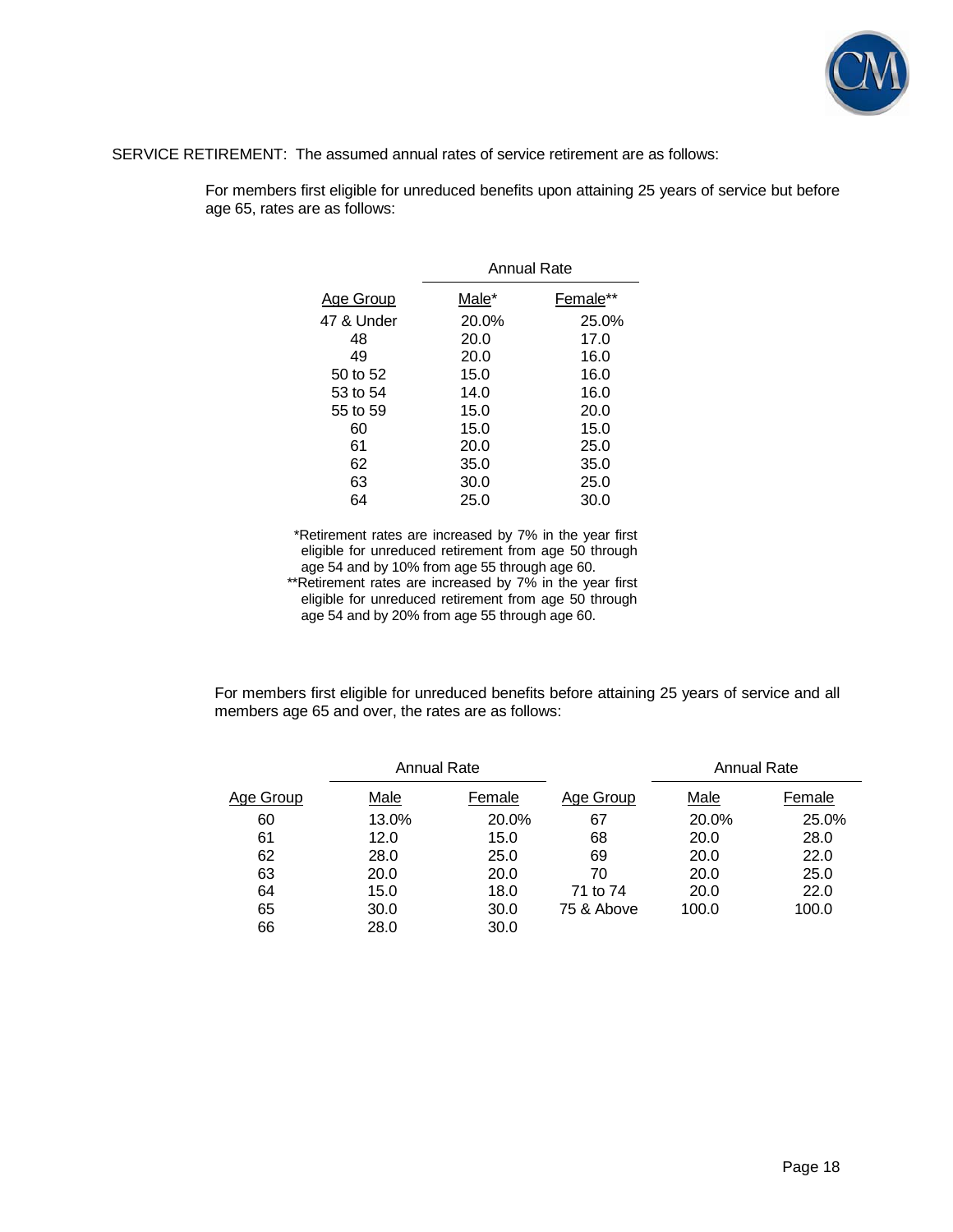SERVICE RETIREMENT: The assumed annual rates of service retirement are as follows:

For members first eligible for unreduced benefits upon attaining 25 years of service but before age 65, rates are as follows:

| | Annual Rate | |
|---|---|---|
| Age Group | Male* | Female** |
| 47 & Under | 20.0% | 25.0% |
| 48 | 20.0 | 17.0 |
| 49 | 20.0 | 16.0 |
| 50 to 52 | 15.0 | 16.0 |
| 53 to 54 | 14.0 | 16.0 |
| 55 to 59 | 15.0 | 20.0 |
| 60 | 15.0 | 15.0 |
| 61 | 20.0 | 25.0 |
| 62 | 35.0 | 35.0 |
| 63 | 30.0 | 25.0 |
| 64 | 25.0 | 30.0 |

*Retirement rates are increased by 7% in the year first eligible for unreduced retirement from age 50 through age 54 and by 10% from age 55 through age 60.
**Retirement rates are increased by 7% in the year first eligible for unreduced retirement from age 50 through age 54 and by 20% from age 55 through age 60.

For members first eligible for unreduced benefits before attaining 25 years of service and all members age 65 and over, the rates are as follows:

| | Annual Rate | | | Annual Rate | |
|---|---|---|---|---|---|
| Age Group | Male | Female | Age Group | Male | Female |
| 60 | 13.0% | 20.0% | 67 | 20.0% | 25.0% |
| 61 | 12.0 | 15.0 | 68 | 20.0 | 28.0 |
| 62 | 28.0 | 25.0 | 69 | 20.0 | 22.0 |
| 63 | 20.0 | 20.0 | 70 | 20.0 | 25.0 |
| 64 | 15.0 | 18.0 | 71 to 74 | 20.0 | 22.0 |
| 65 | 30.0 | 30.0 | 75 & Above | 100.0 | 100.0 |
| 66 | 28.0 | 30.0 | | | |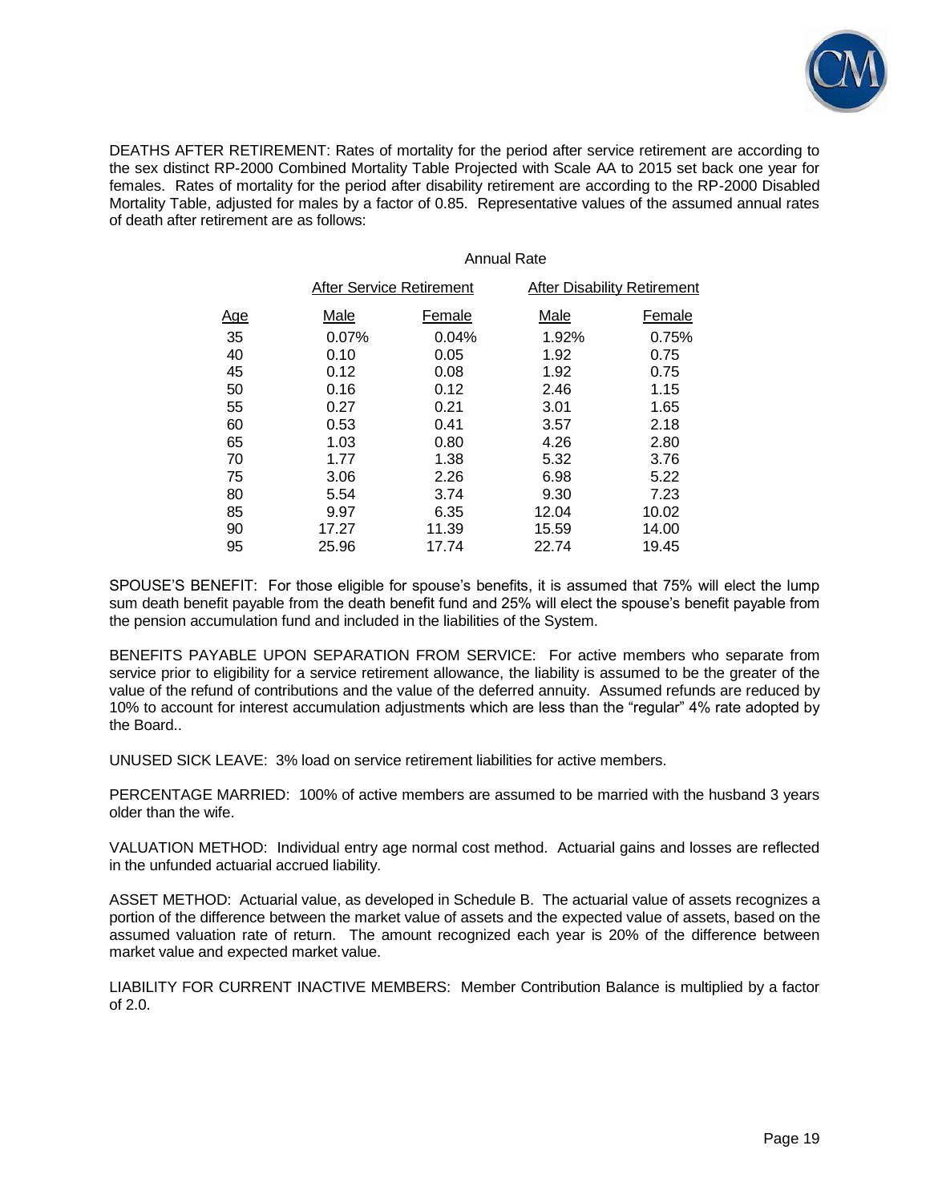DEATHS AFTER RETIREMENT: Rates of mortality for the period after service retirement are according to the sex distinct RP-2000 Combined Mortality Table Projected with Scale AA to 2015 set back one year for females. Rates of mortality for the period after disability retirement are according to the RP-2000 Disabled Mortality Table, adjusted for males by a factor of 0.85. Representative values of the assumed annual rates of death after retirement are as follows:

| | Annual Rate | | | |
|---|---|---|---|---|
| | After Service Retirement | | After Disability Retirement | |
| Age | Male | Female | Male | Female |
| 35 | 0.07% | 0.04% | 1.92% | 0.75% |
| 40 | 0.10 | 0.05 | 1.92 | 0.75 |
| 45 | 0.12 | 0.08 | 1.92 | 0.75 |
| 50 | 0.16 | 0.12 | 2.46 | 1.15 |
| 55 | 0.27 | 0.21 | 3.01 | 1.65 |
| 60 | 0.53 | 0.41 | 3.57 | 2.18 |
| 65 | 1.03 | 0.80 | 4.26 | 2.80 |
| 70 | 1.77 | 1.38 | 5.32 | 3.76 |
| 75 | 3.06 | 2.26 | 6.98 | 5.22 |
| 80 | 5.54 | 3.74 | 9.30 | 7.23 |
| 85 | 9.97 | 6.35 | 12.04 | 10.02 |
| 90 | 17.27 | 11.39 | 15.59 | 14.00 |
| 95 | 25.96 | 17.74 | 22.74 | 19.45 |

SPOUSE'S BENEFIT: For those eligible for spouse's benefits, it is assumed that 75% will elect the lump sum death benefit payable from the death benefit fund and 25% will elect the spouse's benefit payable from the pension accumulation fund and included in the liabilities of the System.

BENEFITS PAYABLE UPON SEPARATION FROM SERVICE: For active members who separate from service prior to eligibility for a service retirement allowance, the liability is assumed to be the greater of the value of the refund of contributions and the value of the deferred annuity. Assumed refunds are reduced by 10% to account for interest accumulation adjustments which are less than the "regular" 4% rate adopted by the Board..

UNUSED SICK LEAVE: 3% load on service retirement liabilities for active members.

PERCENTAGE MARRIED: 100% of active members are assumed to be married with the husband 3 years older than the wife.

VALUATION METHOD: Individual entry age normal cost method. Actuarial gains and losses are reflected in the unfunded actuarial accrued liability.

ASSET METHOD: Actuarial value, as developed in Schedule B. The actuarial value of assets recognizes a portion of the difference between the market value of assets and the expected value of assets, based on the assumed valuation rate of return. The amount recognized each year is 20% of the difference between market value and expected market value.

LIABILITY FOR CURRENT INACTIVE MEMBERS: Member Contribution Balance is multiplied by a factor of 2.0.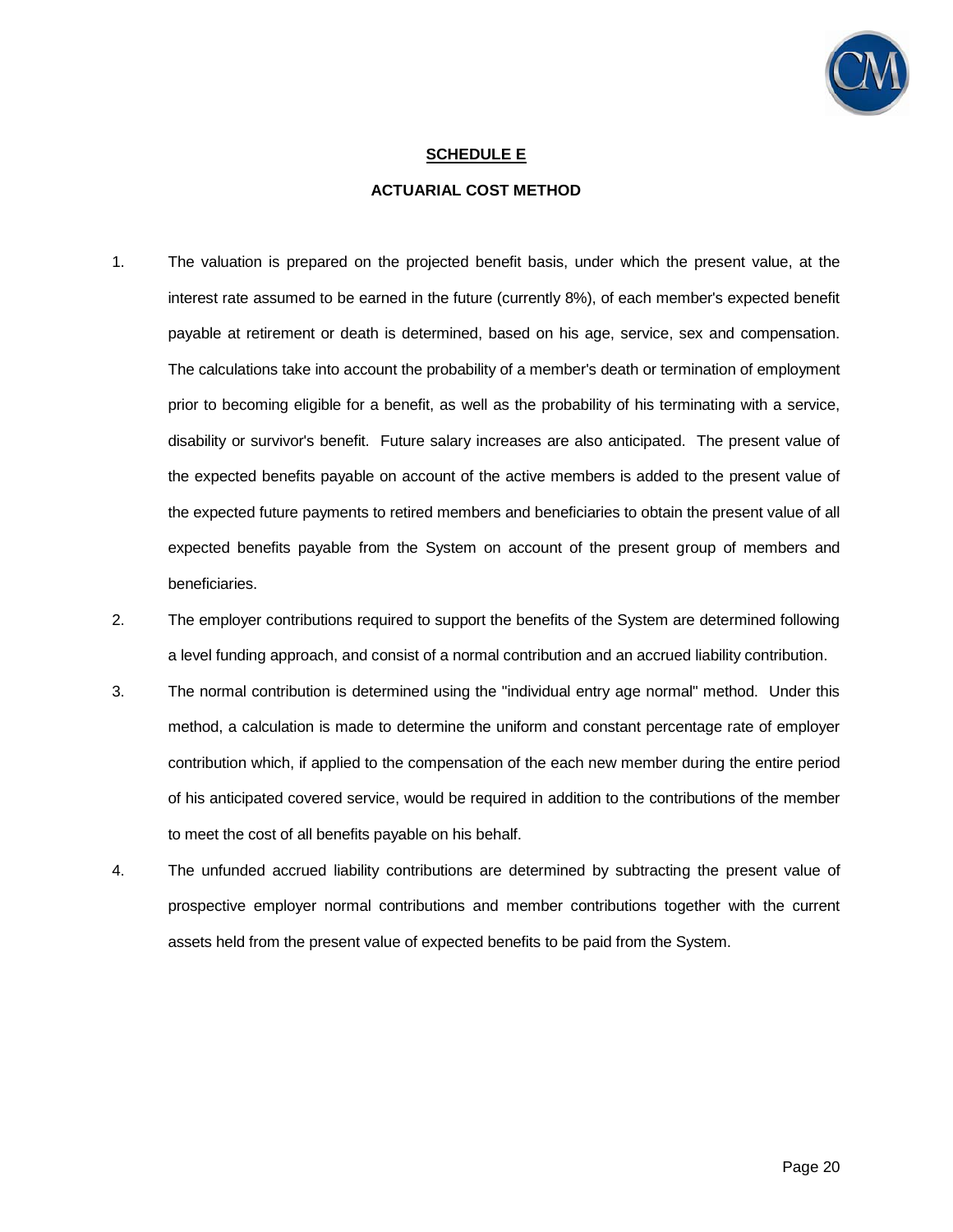## SCHEDULE E

### ACTUARIAL COST METHOD

1. The valuation is prepared on the projected benefit basis, under which the present value, at the interest rate assumed to be earned in the future (currently 8%), of each member's expected benefit payable at retirement or death is determined, based on his age, service, sex and compensation. The calculations take into account the probability of a member's death or termination of employment prior to becoming eligible for a benefit, as well as the probability of his terminating with a service, disability or survivor's benefit. Future salary increases are also anticipated. The present value of the expected benefits payable on account of the active members is added to the present value of the expected future payments to retired members and beneficiaries to obtain the present value of all expected benefits payable from the System on account of the present group of members and beneficiaries.

2. The employer contributions required to support the benefits of the System are determined following a level funding approach, and consist of a normal contribution and an accrued liability contribution.

3. The normal contribution is determined using the "individual entry age normal" method. Under this method, a calculation is made to determine the uniform and constant percentage rate of employer contribution which, if applied to the compensation of the each new member during the entire period of his anticipated covered service, would be required in addition to the contributions of the member to meet the cost of all benefits payable on his behalf.

4. The unfunded accrued liability contributions are determined by subtracting the present value of prospective employer normal contributions and member contributions together with the current assets held from the present value of expected benefits to be paid from the System.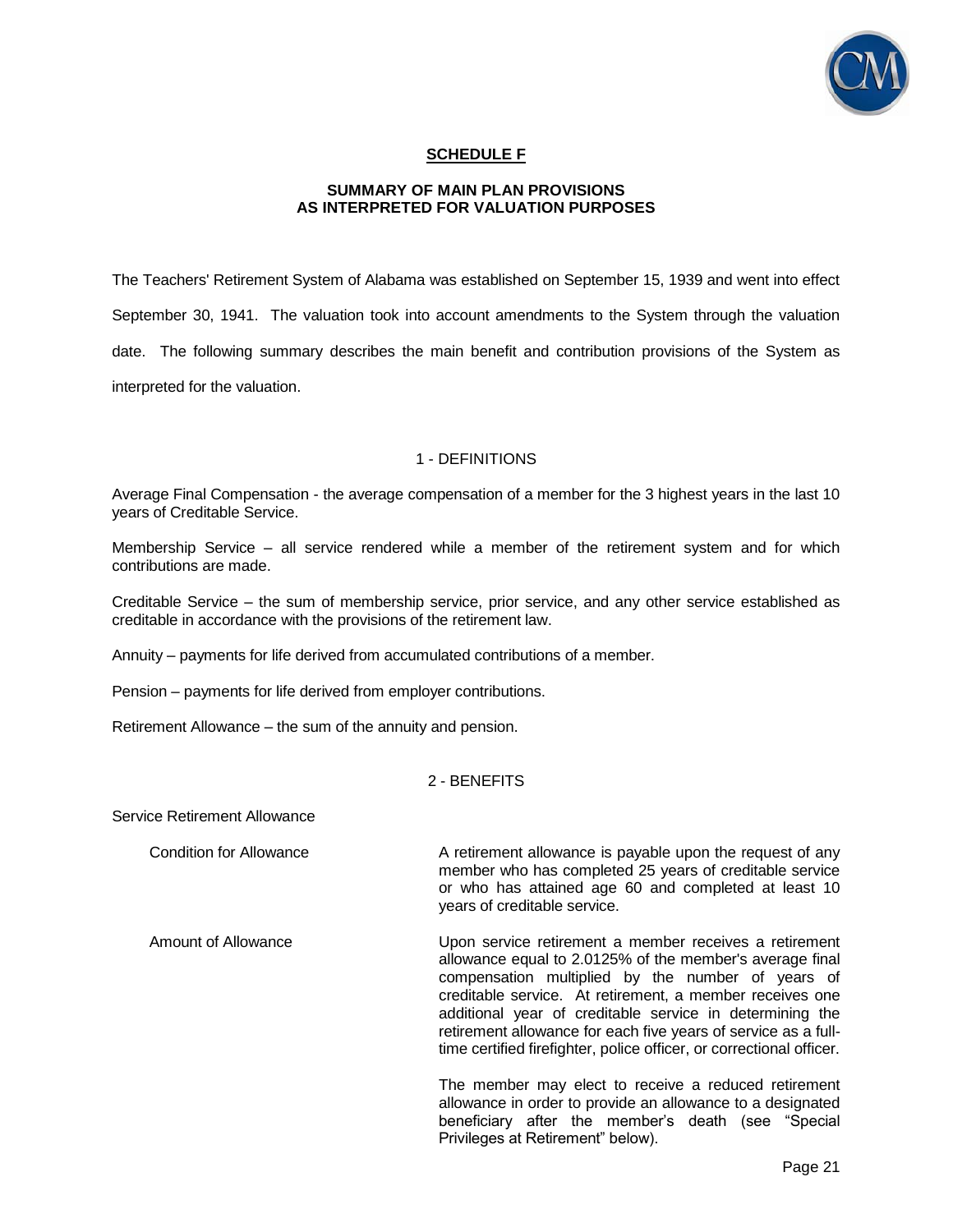## SCHEDULE F

### SUMMARY OF MAIN PLAN PROVISIONS AS INTERPRETED FOR VALUATION PURPOSES

The Teachers' Retirement System of Alabama was established on September 15, 1939 and went into effect September 30, 1941. The valuation took into account amendments to the System through the valuation date. The following summary describes the main benefit and contribution provisions of the System as interpreted for the valuation.

### 1 - DEFINITIONS

Average Final Compensation - the average compensation of a member for the 3 highest years in the last 10 years of Creditable Service.

Membership Service – all service rendered while a member of the retirement system and for which contributions are made.

Creditable Service – the sum of membership service, prior service, and any other service established as creditable in accordance with the provisions of the retirement law.

Annuity – payments for life derived from accumulated contributions of a member.

Pension – payments for life derived from employer contributions.

Retirement Allowance – the sum of the annuity and pension.

### 2 - BENEFITS

Service Retirement Allowance

Condition for Allowance: A retirement allowance is payable upon the request of any member who has completed 25 years of creditable service or who has attained age 60 and completed at least 10 years of creditable service.

Amount of Allowance: Upon service retirement a member receives a retirement allowance equal to 2.0125% of the member's average final compensation multiplied by the number of years of creditable service. At retirement, a member receives one additional year of creditable service in determining the retirement allowance for each five years of service as a full-time certified firefighter, police officer, or correctional officer.

The member may elect to receive a reduced retirement allowance in order to provide an allowance to a designated beneficiary after the member's death (see "Special Privileges at Retirement" below).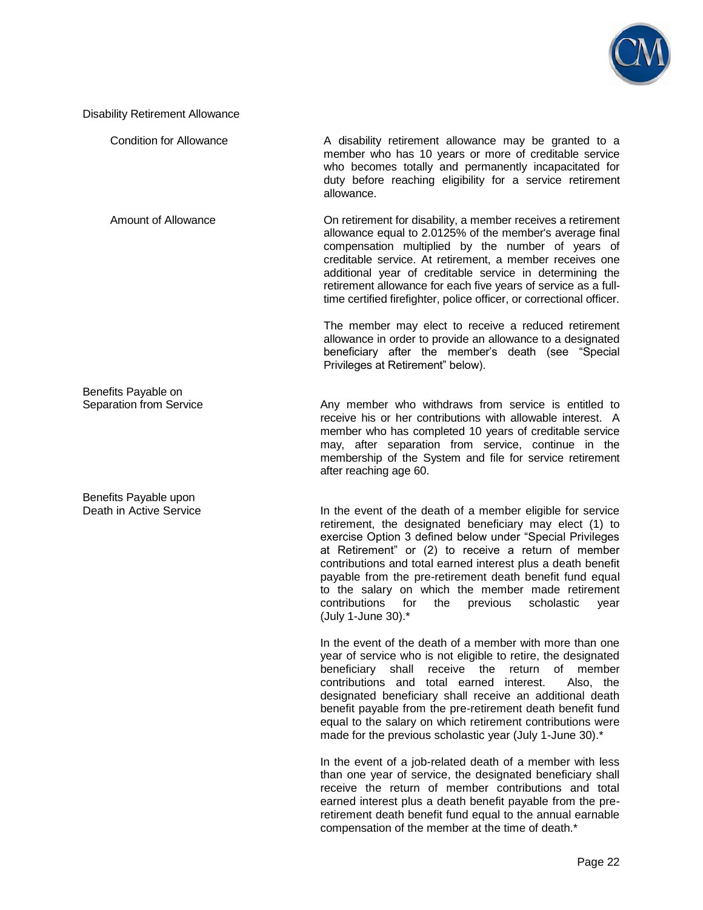### Disability Retirement Allowance

**Condition for Allowance**

A disability retirement allowance may be granted to a member who has 10 years or more of creditable service who becomes totally and permanently incapacitated for duty before reaching eligibility for a service retirement allowance.

**Amount of Allowance**

On retirement for disability, a member receives a retirement allowance equal to 2.0125% of the member's average final compensation multiplied by the number of years of creditable service. At retirement, a member receives one additional year of creditable service in determining the retirement allowance for each five years of service as a full-time certified firefighter, police officer, or correctional officer.

The member may elect to receive a reduced retirement allowance in order to provide an allowance to a designated beneficiary after the member's death (see "Special Privileges at Retirement" below).

### Benefits Payable on Separation from Service

Any member who withdraws from service is entitled to receive his or her contributions with allowable interest. A member who has completed 10 years of creditable service may, after separation from service, continue in the membership of the System and file for service retirement after reaching age 60.

### Benefits Payable upon Death in Active Service

In the event of the death of a member eligible for service retirement, the designated beneficiary may elect (1) to exercise Option 3 defined below under "Special Privileges at Retirement" or (2) to receive a return of member contributions and total earned interest plus a death benefit payable from the pre-retirement death benefit fund equal to the salary on which the member made retirement contributions for the previous scholastic year (July 1-June 30).*

In the event of the death of a member with more than one year of service who is not eligible to retire, the designated beneficiary shall receive the return of member contributions and total earned interest. Also, the designated beneficiary shall receive an additional death benefit payable from the pre-retirement death benefit fund equal to the salary on which retirement contributions were made for the previous scholastic year (July 1-June 30).*

In the event of a job-related death of a member with less than one year of service, the designated beneficiary shall receive the return of member contributions and total earned interest plus a death benefit payable from the pre-retirement death benefit fund equal to the annual earnable compensation of the member at the time of death.*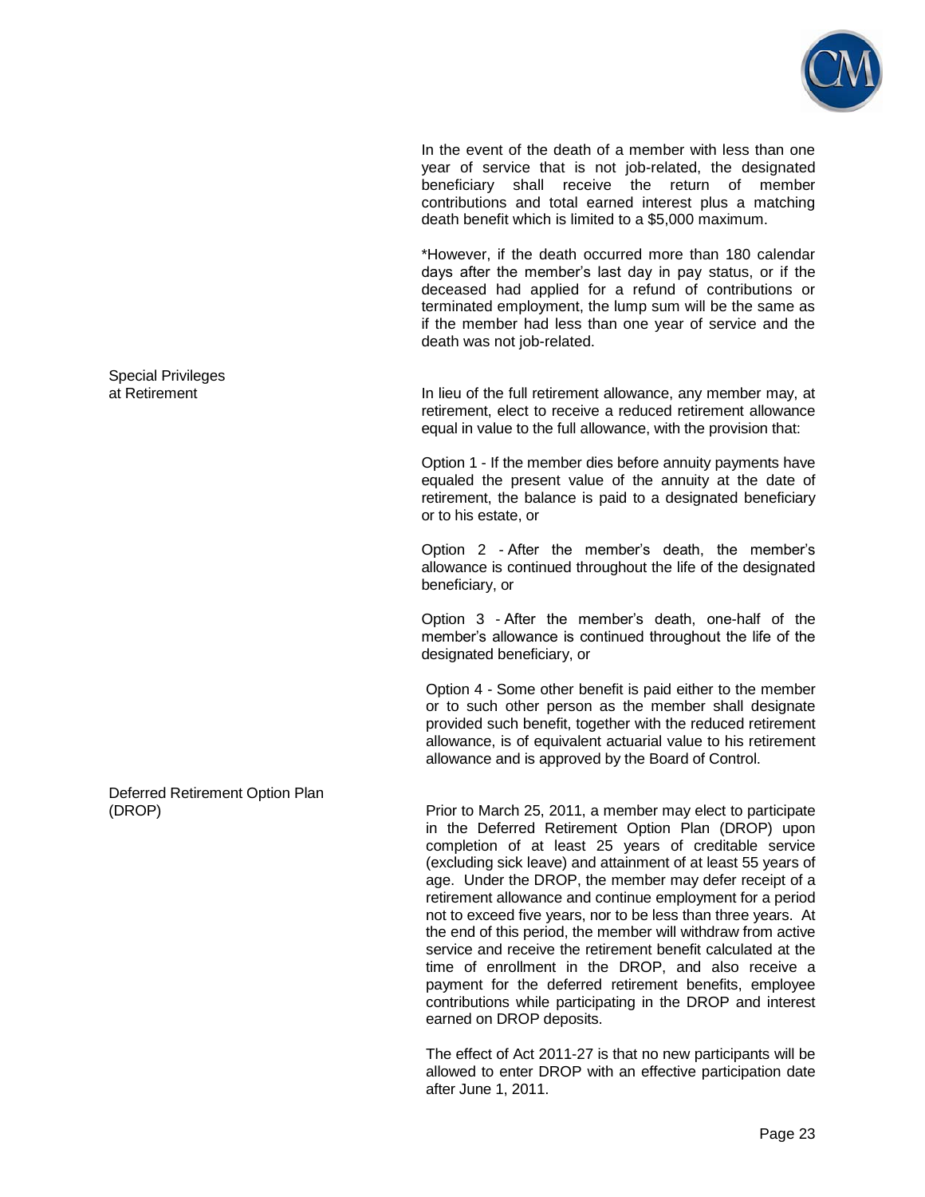In the event of the death of a member with less than one year of service that is not job-related, the designated beneficiary shall receive the return of member contributions and total earned interest plus a matching death benefit which is limited to a $5,000 maximum.

*However, if the death occurred more than 180 calendar days after the member's last day in pay status, or if the deceased had applied for a refund of contributions or terminated employment, the lump sum will be the same as if the member had less than one year of service and the death was not job-related.

**Special Privileges at Retirement**

In lieu of the full retirement allowance, any member may, at retirement, elect to receive a reduced retirement allowance equal in value to the full allowance, with the provision that:

Option 1 - If the member dies before annuity payments have equaled the present value of the annuity at the date of retirement, the balance is paid to a designated beneficiary or to his estate, or

Option 2 - After the member's death, the member's allowance is continued throughout the life of the designated beneficiary, or

Option 3 - After the member's death, one-half of the member's allowance is continued throughout the life of the designated beneficiary, or

Option 4 - Some other benefit is paid either to the member or to such other person as the member shall designate provided such benefit, together with the reduced retirement allowance, is of equivalent actuarial value to his retirement allowance and is approved by the Board of Control.

**Deferred Retirement Option Plan (DROP)**

Prior to March 25, 2011, a member may elect to participate in the Deferred Retirement Option Plan (DROP) upon completion of at least 25 years of creditable service (excluding sick leave) and attainment of at least 55 years of age. Under the DROP, the member may defer receipt of a retirement allowance and continue employment for a period not to exceed five years, nor to be less than three years. At the end of this period, the member will withdraw from active service and receive the retirement benefit calculated at the time of enrollment in the DROP, and also receive a payment for the deferred retirement benefits, employee contributions while participating in the DROP and interest earned on DROP deposits.

The effect of Act 2011-27 is that no new participants will be allowed to enter DROP with an effective participation date after June 1, 2011.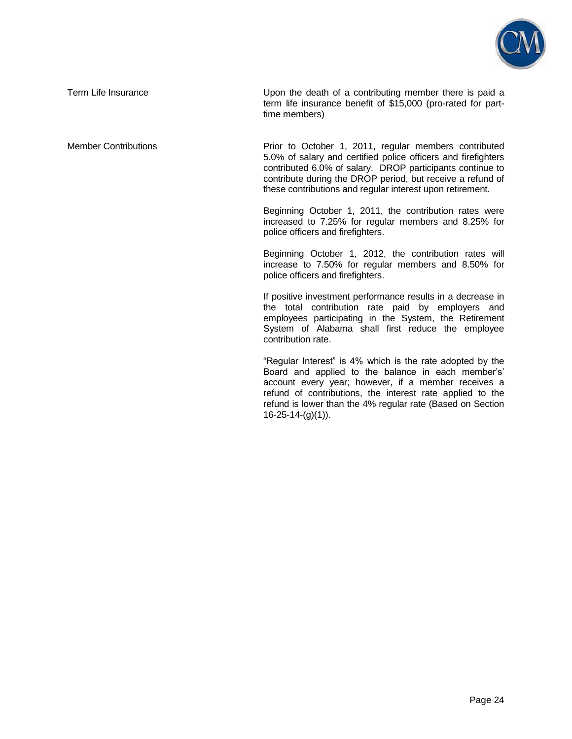**Term Life Insurance**

Upon the death of a contributing member there is paid a term life insurance benefit of $15,000 (pro-rated for part-time members)

**Member Contributions**

Prior to October 1, 2011, regular members contributed 5.0% of salary and certified police officers and firefighters contributed 6.0% of salary. DROP participants continue to contribute during the DROP period, but receive a refund of these contributions and regular interest upon retirement.

Beginning October 1, 2011, the contribution rates were increased to 7.25% for regular members and 8.25% for police officers and firefighters.

Beginning October 1, 2012, the contribution rates will increase to 7.50% for regular members and 8.50% for police officers and firefighters.

If positive investment performance results in a decrease in the total contribution rate paid by employers and employees participating in the System, the Retirement System of Alabama shall first reduce the employee contribution rate.

"Regular Interest" is 4% which is the rate adopted by the Board and applied to the balance in each member's' account every year; however, if a member receives a refund of contributions, the interest rate applied to the refund is lower than the 4% regular rate (Based on Section 16-25-14-(g)(1)).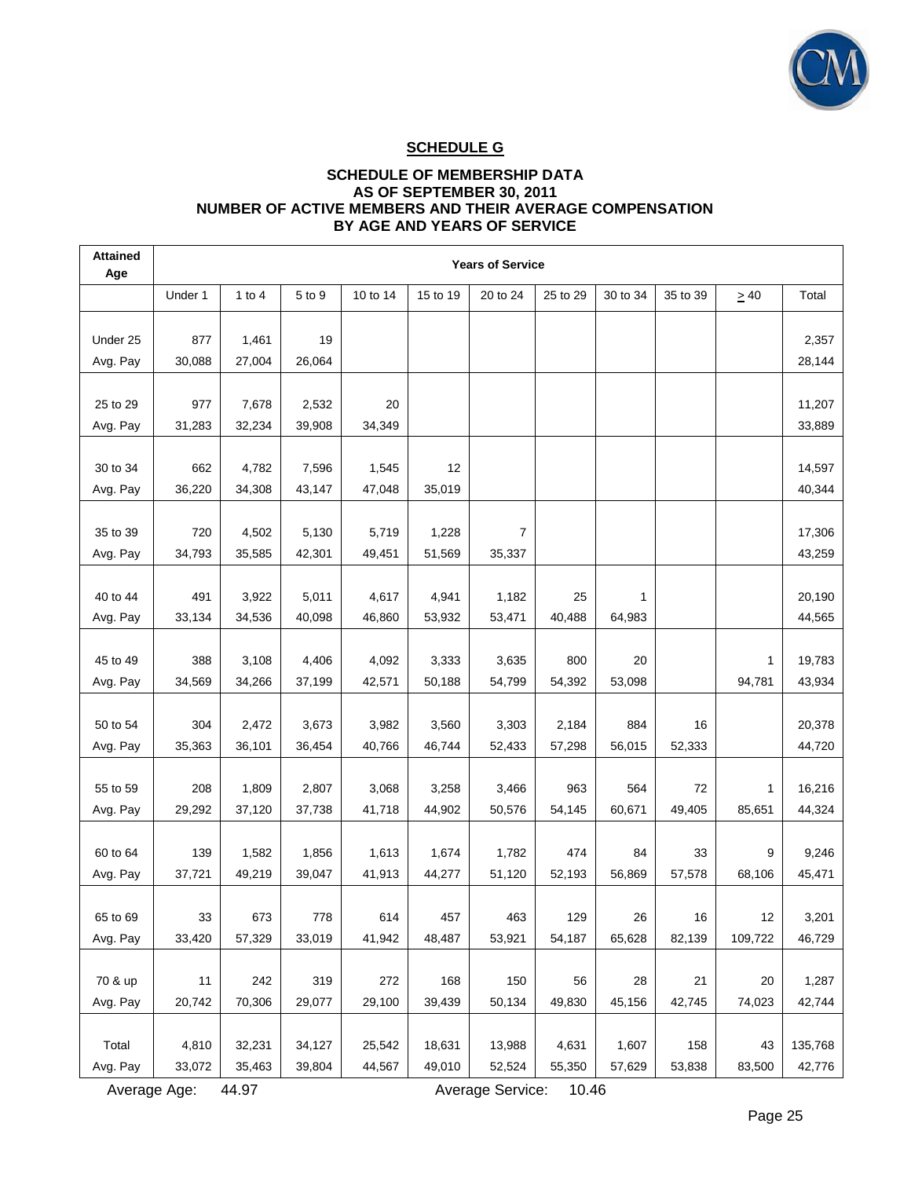## SCHEDULE G

### SCHEDULE OF MEMBERSHIP DATA AS OF SEPTEMBER 30, 2011 NUMBER OF ACTIVE MEMBERS AND THEIR AVERAGE COMPENSATION BY AGE AND YEARS OF SERVICE

| Attained Age | Years of Service | | | | | | | | | | |
|---|---|---|---|---|---|---|---|---|---|---|---|
| | Under 1 | 1 to 4 | 5 to 9 | 10 to 14 | 15 to 19 | 20 to 24 | 25 to 29 | 30 to 34 | 35 to 39 | ≥ 40 | Total |
| Under 25 | 877 | 1,461 | 19 | | | | | | | | 2,357 |
| Avg. Pay | 30,088 | 27,004 | 26,064 | | | | | | | | 28,144 |
| 25 to 29 | 977 | 7,678 | 2,532 | 20 | | | | | | | 11,207 |
| Avg. Pay | 31,283 | 32,234 | 39,908 | 34,349 | | | | | | | 33,889 |
| 30 to 34 | 662 | 4,782 | 7,596 | 1,545 | 12 | | | | | | 14,597 |
| Avg. Pay | 36,220 | 34,308 | 43,147 | 47,048 | 35,019 | | | | | | 40,344 |
| 35 to 39 | 720 | 4,502 | 5,130 | 5,719 | 1,228 | 7 | | | | | 17,306 |
| Avg. Pay | 34,793 | 35,585 | 42,301 | 49,451 | 51,569 | 35,337 | | | | | 43,259 |
| 40 to 44 | 491 | 3,922 | 5,011 | 4,617 | 4,941 | 1,182 | 25 | 1 | | | 20,190 |
| Avg. Pay | 33,134 | 34,536 | 40,098 | 46,860 | 53,932 | 53,471 | 40,488 | 64,983 | | | 44,565 |
| 45 to 49 | 388 | 3,108 | 4,406 | 4,092 | 3,333 | 3,635 | 800 | 20 | | 1 | 19,783 |
| Avg. Pay | 34,569 | 34,266 | 37,199 | 42,571 | 50,188 | 54,799 | 54,392 | 53,098 | | 94,781 | 43,934 |
| 50 to 54 | 304 | 2,472 | 3,673 | 3,982 | 3,560 | 3,303 | 2,184 | 884 | 16 | | 20,378 |
| Avg. Pay | 35,363 | 36,101 | 36,454 | 40,766 | 46,744 | 52,433 | 57,298 | 56,015 | 52,333 | | 44,720 |
| 55 to 59 | 208 | 1,809 | 2,807 | 3,068 | 3,258 | 3,466 | 963 | 564 | 72 | 1 | 16,216 |
| Avg. Pay | 29,292 | 37,120 | 37,738 | 41,718 | 44,902 | 50,576 | 54,145 | 60,671 | 49,405 | 85,651 | 44,324 |
| 60 to 64 | 139 | 1,582 | 1,856 | 1,613 | 1,674 | 1,782 | 474 | 84 | 33 | 9 | 9,246 |
| Avg. Pay | 37,721 | 49,219 | 39,047 | 41,913 | 44,277 | 51,120 | 52,193 | 56,869 | 57,578 | 68,106 | 45,471 |
| 65 to 69 | 33 | 673 | 778 | 614 | 457 | 463 | 129 | 26 | 16 | 12 | 3,201 |
| Avg. Pay | 33,420 | 57,329 | 33,019 | 41,942 | 48,487 | 53,921 | 54,187 | 65,628 | 82,139 | 109,722 | 46,729 |
| 70 & up | 11 | 242 | 319 | 272 | 168 | 150 | 56 | 28 | 21 | 20 | 1,287 |
| Avg. Pay | 20,742 | 70,306 | 29,077 | 29,100 | 39,439 | 50,134 | 49,830 | 45,156 | 42,745 | 74,023 | 42,744 |
| Total | 4,810 | 32,231 | 34,127 | 25,542 | 18,631 | 13,988 | 4,631 | 1,607 | 158 | 43 | 135,768 |
| Avg. Pay | 33,072 | 35,463 | 39,804 | 44,567 | 49,010 | 52,524 | 55,350 | 57,629 | 53,838 | 83,500 | 42,776 |

Average Age: 44.97　　　　Average Service: 10.46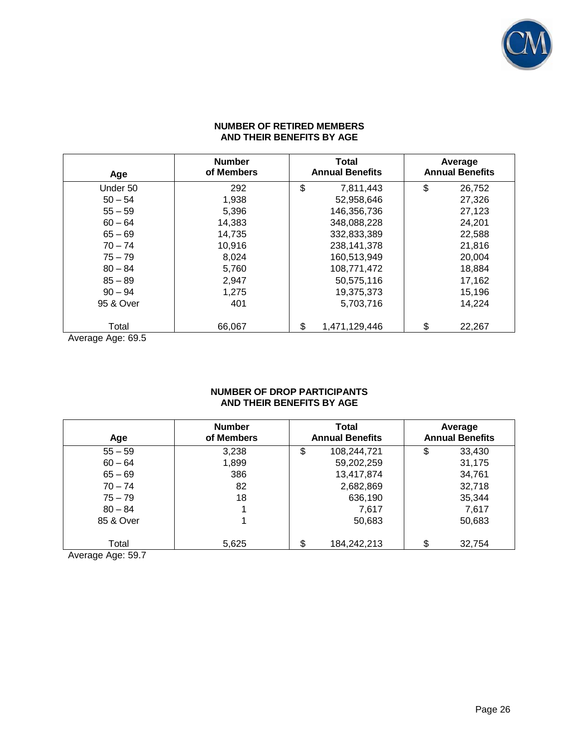## NUMBER OF RETIRED MEMBERS AND THEIR BENEFITS BY AGE

| Age | Number of Members | Total Annual Benefits | Average Annual Benefits |
|---|---|---|---|
| Under 50 | 292 | $ 7,811,443 | $ 26,752 |
| 50 – 54 | 1,938 | 52,958,646 | 27,326 |
| 55 – 59 | 5,396 | 146,356,736 | 27,123 |
| 60 – 64 | 14,383 | 348,088,228 | 24,201 |
| 65 – 69 | 14,735 | 332,833,389 | 22,588 |
| 70 – 74 | 10,916 | 238,141,378 | 21,816 |
| 75 – 79 | 8,024 | 160,513,949 | 20,004 |
| 80 – 84 | 5,760 | 108,771,472 | 18,884 |
| 85 – 89 | 2,947 | 50,575,116 | 17,162 |
| 90 – 94 | 1,275 | 19,375,373 | 15,196 |
| 95 & Over | 401 | 5,703,716 | 14,224 |
| Total | 66,067 | $ 1,471,129,446 | $ 22,267 |

Average Age: 69.5

## NUMBER OF DROP PARTICIPANTS AND THEIR BENEFITS BY AGE

| Age | Number of Members | Total Annual Benefits | Average Annual Benefits |
|---|---|---|---|
| 55 – 59 | 3,238 | $ 108,244,721 | $ 33,430 |
| 60 – 64 | 1,899 | 59,202,259 | 31,175 |
| 65 – 69 | 386 | 13,417,874 | 34,761 |
| 70 – 74 | 82 | 2,682,869 | 32,718 |
| 75 – 79 | 18 | 636,190 | 35,344 |
| 80 – 84 | 1 | 7,617 | 7,617 |
| 85 & Over | 1 | 50,683 | 50,683 |
| Total | 5,625 | $ 184,242,213 | $ 32,754 |

Average Age: 59.7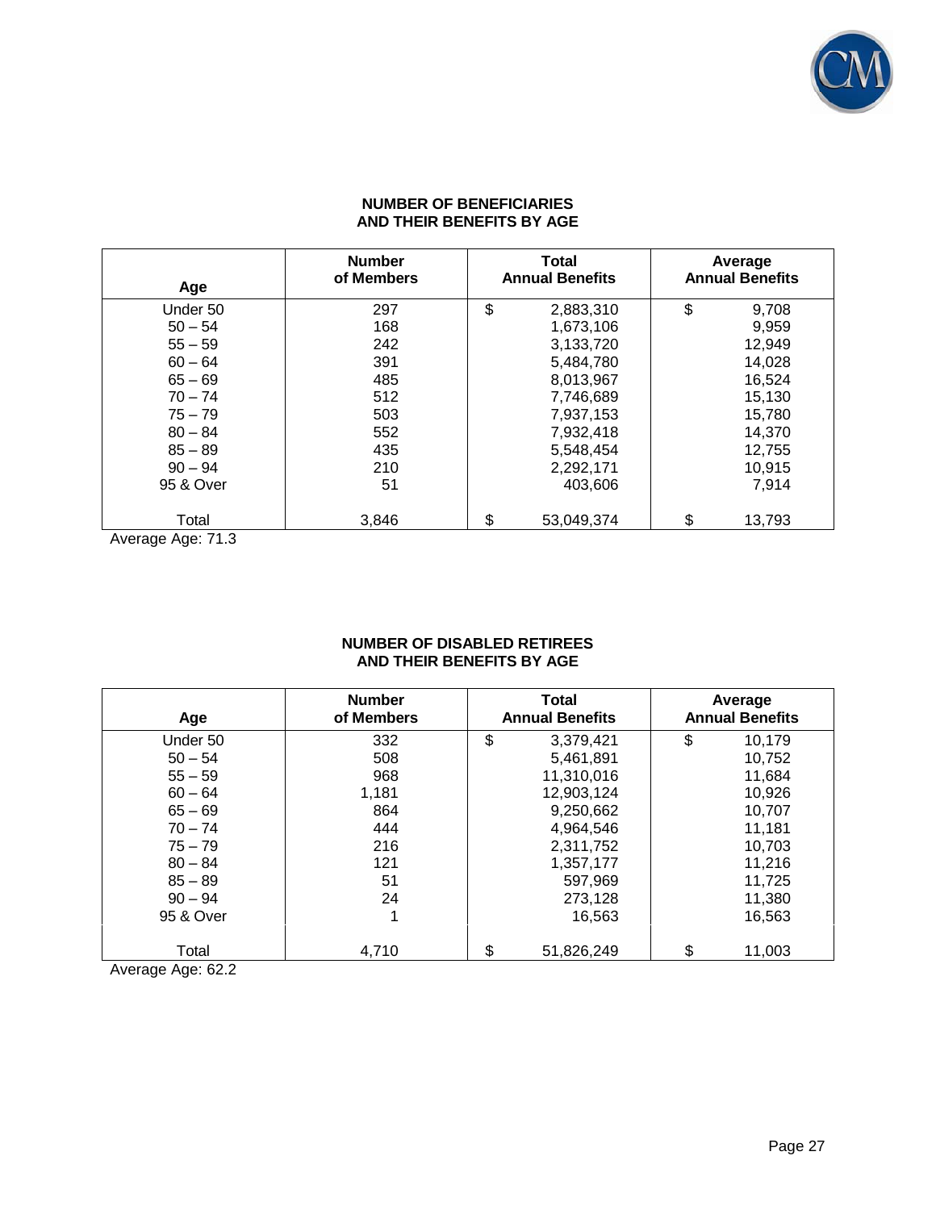### NUMBER OF BENEFICIARIES AND THEIR BENEFITS BY AGE

| Age | Number of Members | Total Annual Benefits | Average Annual Benefits |
|---|---|---|---|
| Under 50 | 297 | $ 2,883,310 | $ 9,708 |
| 50 – 54 | 168 | 1,673,106 | 9,959 |
| 55 – 59 | 242 | 3,133,720 | 12,949 |
| 60 – 64 | 391 | 5,484,780 | 14,028 |
| 65 – 69 | 485 | 8,013,967 | 16,524 |
| 70 – 74 | 512 | 7,746,689 | 15,130 |
| 75 – 79 | 503 | 7,937,153 | 15,780 |
| 80 – 84 | 552 | 7,932,418 | 14,370 |
| 85 – 89 | 435 | 5,548,454 | 12,755 |
| 90 – 94 | 210 | 2,292,171 | 10,915 |
| 95 & Over | 51 | 403,606 | 7,914 |
| Total | 3,846 | $ 53,049,374 | $ 13,793 |

Average Age: 71.3

### NUMBER OF DISABLED RETIREES AND THEIR BENEFITS BY AGE

| Age | Number of Members | Total Annual Benefits | Average Annual Benefits |
|---|---|---|---|
| Under 50 | 332 | $ 3,379,421 | $ 10,179 |
| 50 – 54 | 508 | 5,461,891 | 10,752 |
| 55 – 59 | 968 | 11,310,016 | 11,684 |
| 60 – 64 | 1,181 | 12,903,124 | 10,926 |
| 65 – 69 | 864 | 9,250,662 | 10,707 |
| 70 – 74 | 444 | 4,964,546 | 11,181 |
| 75 – 79 | 216 | 2,311,752 | 10,703 |
| 80 – 84 | 121 | 1,357,177 | 11,216 |
| 85 – 89 | 51 | 597,969 | 11,725 |
| 90 – 94 | 24 | 273,128 | 11,380 |
| 95 & Over | 1 | 16,563 | 16,563 |
| Total | 4,710 | $ 51,826,249 | $ 11,003 |

Average Age: 62.2